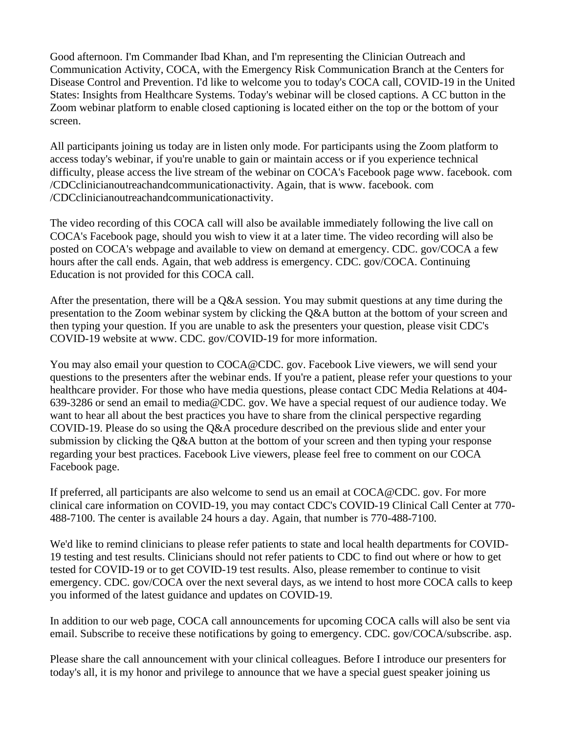Good afternoon. I'm Commander Ibad Khan, and I'm representing the Clinician Outreach and Communication Activity, COCA, with the Emergency Risk Communication Branch at the Centers for Disease Control and Prevention. I'd like to welcome you to today's COCA call, COVID-19 in the United States: Insights from Healthcare Systems. Today's webinar will be closed captions. A CC button in the Zoom webinar platform to enable closed captioning is located either on the top or the bottom of your screen.

All participants joining us today are in listen only mode. For participants using the Zoom platform to access today's webinar, if you're unable to gain or maintain access or if you experience technical difficulty, please access the live stream of the webinar on COCA's Facebook page www. facebook. com /CDCclinicianoutreachandcommunicationactivity. Again, that is www. facebook. com /CDCclinicianoutreachandcommunicationactivity.

The video recording of this COCA call will also be available immediately following the live call on COCA's Facebook page, should you wish to view it at a later time. The video recording will also be posted on COCA's webpage and available to view on demand at emergency. CDC. gov/COCA a few hours after the call ends. Again, that web address is emergency. CDC. gov/COCA. Continuing Education is not provided for this COCA call.

After the presentation, there will be a Q&A session. You may submit questions at any time during the presentation to the Zoom webinar system by clicking the Q&A button at the bottom of your screen and then typing your question. If you are unable to ask the presenters your question, please visit CDC's COVID-19 website at www. CDC. gov/COVID-19 for more information.

You may also email your question to COCA@CDC. gov. Facebook Live viewers, we will send your questions to the presenters after the webinar ends. If you're a patient, please refer your questions to your healthcare provider. For those who have media questions, please contact CDC Media Relations at 404-639-3286 or send an email to media@CDC. gov. We have a special request of our audience today. We want to hear all about the best practices you have to share from the clinical perspective regarding COVID-19. Please do so using the Q&A procedure described on the previous slide and enter your submission by clicking the Q&A button at the bottom of your screen and then typing your response regarding your best practices. Facebook Live viewers, please feel free to comment on our COCA Facebook page.

If preferred, all participants are also welcome to send us an email at COCA@CDC. gov. For more clinical care information on COVID-19, you may contact CDC's COVID-19 Clinical Call Center at 770-488-7100. The center is available 24 hours a day. Again, that number is 770-488-7100.

We'd like to remind clinicians to please refer patients to state and local health departments for COVID-19 testing and test results. Clinicians should not refer patients to CDC to find out where or how to get tested for COVID-19 or to get COVID-19 test results. Also, please remember to continue to visit emergency. CDC. gov/COCA over the next several days, as we intend to host more COCA calls to keep you informed of the latest guidance and updates on COVID-19.

In addition to our web page, COCA call announcements for upcoming COCA calls will also be sent via email. Subscribe to receive these notifications by going to emergency. CDC. gov/COCA/subscribe. asp.

Please share the call announcement with your clinical colleagues. Before I introduce our presenters for today's all, it is my honor and privilege to announce that we have a special guest speaker joining us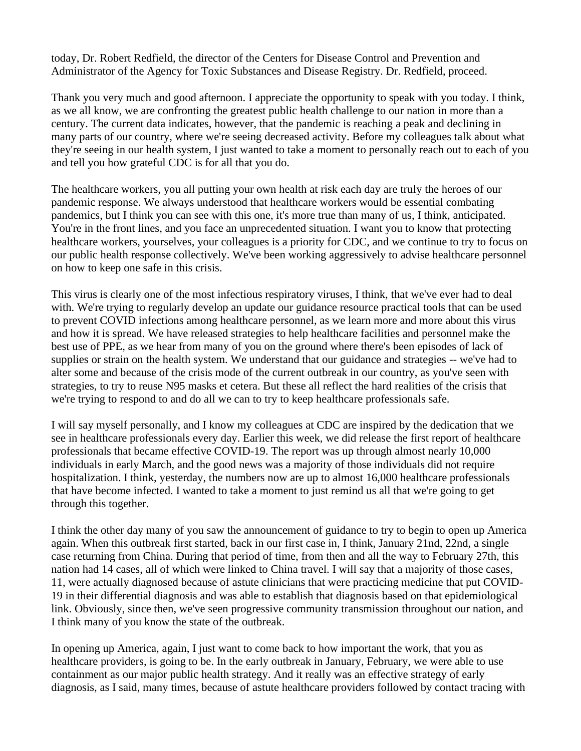today, Dr. Robert Redfield, the director of the Centers for Disease Control and Prevention and Administrator of the Agency for Toxic Substances and Disease Registry. Dr. Redfield, proceed.

Thank you very much and good afternoon. I appreciate the opportunity to speak with you today. I think, as we all know, we are confronting the greatest public health challenge to our nation in more than a century. The current data indicates, however, that the pandemic is reaching a peak and declining in many parts of our country, where we're seeing decreased activity. Before my colleagues talk about what they're seeing in our health system, I just wanted to take a moment to personally reach out to each of you and tell you how grateful CDC is for all that you do.

The healthcare workers, you all putting your own health at risk each day are truly the heroes of our pandemic response. We always understood that healthcare workers would be essential combating pandemics, but I think you can see with this one, it's more true than many of us, I think, anticipated. You're in the front lines, and you face an unprecedented situation. I want you to know that protecting healthcare workers, yourselves, your colleagues is a priority for CDC, and we continue to try to focus on our public health response collectively. We've been working aggressively to advise healthcare personnel on how to keep one safe in this crisis.

This virus is clearly one of the most infectious respiratory viruses, I think, that we've ever had to deal with. We're trying to regularly develop an update our guidance resource practical tools that can be used to prevent COVID infections among healthcare personnel, as we learn more and more about this virus and how it is spread. We have released strategies to help healthcare facilities and personnel make the best use of PPE, as we hear from many of you on the ground where there's been episodes of lack of supplies or strain on the health system. We understand that our guidance and strategies -- we've had to alter some and because of the crisis mode of the current outbreak in our country, as you've seen with strategies, to try to reuse N95 masks et cetera. But these all reflect the hard realities of the crisis that we're trying to respond to and do all we can to try to keep healthcare professionals safe.

I will say myself personally, and I know my colleagues at CDC are inspired by the dedication that we see in healthcare professionals every day. Earlier this week, we did release the first report of healthcare professionals that became effective COVID-19. The report was up through almost nearly 10,000 individuals in early March, and the good news was a majority of those individuals did not require hospitalization. I think, yesterday, the numbers now are up to almost 16,000 healthcare professionals that have become infected. I wanted to take a moment to just remind us all that we're going to get through this together.

I think the other day many of you saw the announcement of guidance to try to begin to open up America again. When this outbreak first started, back in our first case in, I think, January 21nd, 22nd, a single case returning from China. During that period of time, from then and all the way to February 27th, this nation had 14 cases, all of which were linked to China travel. I will say that a majority of those cases, 11, were actually diagnosed because of astute clinicians that were practicing medicine that put COVID-19 in their differential diagnosis and was able to establish that diagnosis based on that epidemiological link. Obviously, since then, we've seen progressive community transmission throughout our nation, and I think many of you know the state of the outbreak.

In opening up America, again, I just want to come back to how important the work, that you as healthcare providers, is going to be. In the early outbreak in January, February, we were able to use containment as our major public health strategy. And it really was an effective strategy of early diagnosis, as I said, many times, because of astute healthcare providers followed by contact tracing with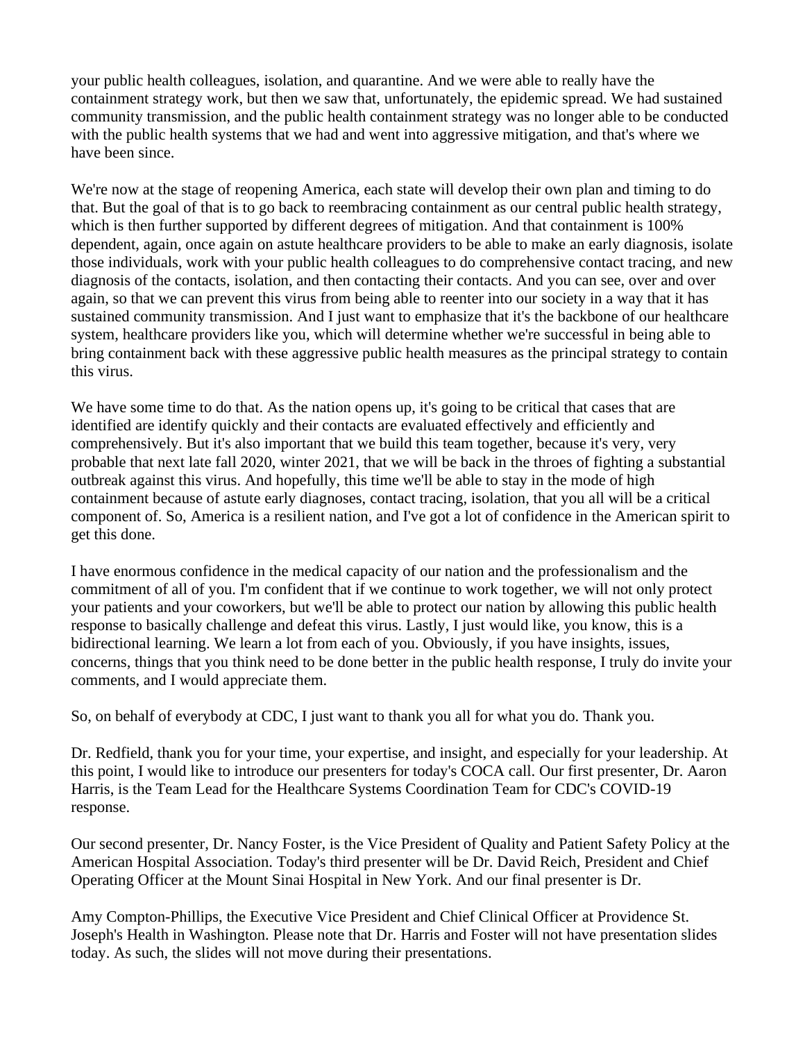your public health colleagues, isolation, and quarantine. And we were able to really have the containment strategy work, but then we saw that, unfortunately, the epidemic spread. We had sustained community transmission, and the public health containment strategy was no longer able to be conducted with the public health systems that we had and went into aggressive mitigation, and that's where we have been since.

We're now at the stage of reopening America, each state will develop their own plan and timing to do that. But the goal of that is to go back to reembracing containment as our central public health strategy, which is then further supported by different degrees of mitigation. And that containment is 100% dependent, again, once again on astute healthcare providers to be able to make an early diagnosis, isolate those individuals, work with your public health colleagues to do comprehensive contact tracing, and new diagnosis of the contacts, isolation, and then contacting their contacts. And you can see, over and over again, so that we can prevent this virus from being able to reenter into our society in a way that it has sustained community transmission. And I just want to emphasize that it's the backbone of our healthcare system, healthcare providers like you, which will determine whether we're successful in being able to bring containment back with these aggressive public health measures as the principal strategy to contain this virus.

We have some time to do that. As the nation opens up, it's going to be critical that cases that are identified are identify quickly and their contacts are evaluated effectively and efficiently and comprehensively. But it's also important that we build this team together, because it's very, very probable that next late fall 2020, winter 2021, that we will be back in the throes of fighting a substantial outbreak against this virus. And hopefully, this time we'll be able to stay in the mode of high containment because of astute early diagnoses, contact tracing, isolation, that you all will be a critical component of. So, America is a resilient nation, and I've got a lot of confidence in the American spirit to get this done.

I have enormous confidence in the medical capacity of our nation and the professionalism and the commitment of all of you. I'm confident that if we continue to work together, we will not only protect your patients and your coworkers, but we'll be able to protect our nation by allowing this public health response to basically challenge and defeat this virus. Lastly, I just would like, you know, this is a bidirectional learning. We learn a lot from each of you. Obviously, if you have insights, issues, concerns, things that you think need to be done better in the public health response, I truly do invite your comments, and I would appreciate them.

So, on behalf of everybody at CDC, I just want to thank you all for what you do. Thank you.

Dr. Redfield, thank you for your time, your expertise, and insight, and especially for your leadership. At this point, I would like to introduce our presenters for today's COCA call. Our first presenter, Dr. Aaron Harris, is the Team Lead for the Healthcare Systems Coordination Team for CDC's COVID-19 response.

Our second presenter, Dr. Nancy Foster, is the Vice President of Quality and Patient Safety Policy at the American Hospital Association. Today's third presenter will be Dr. David Reich, President and Chief Operating Officer at the Mount Sinai Hospital in New York. And our final presenter is Dr.

Amy Compton-Phillips, the Executive Vice President and Chief Clinical Officer at Providence St. Joseph's Health in Washington. Please note that Dr. Harris and Foster will not have presentation slides today. As such, the slides will not move during their presentations.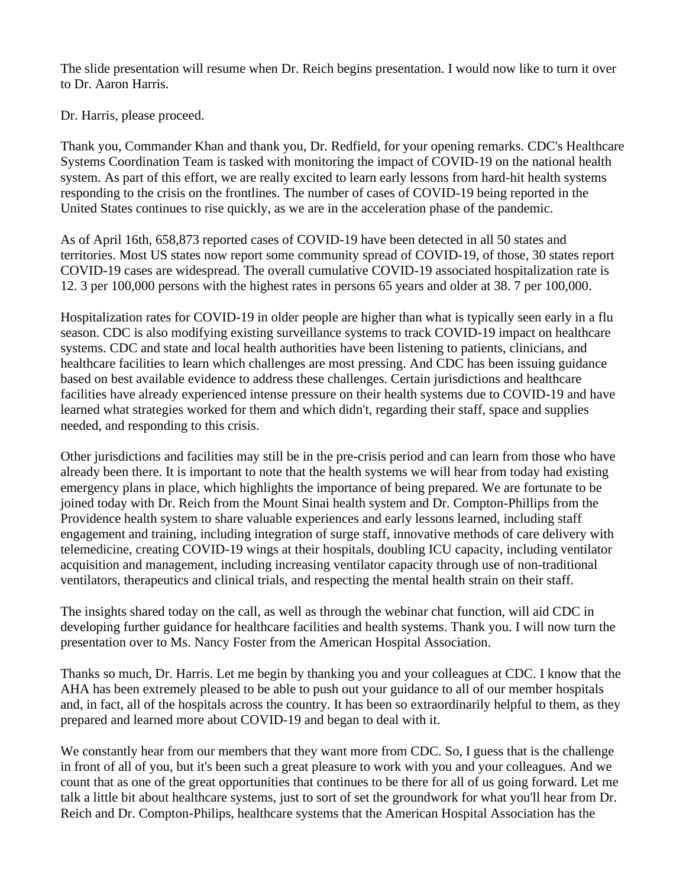The slide presentation will resume when Dr. Reich begins presentation. I would now like to turn it over to Dr. Aaron Harris.

Dr. Harris, please proceed.

Thank you, Commander Khan and thank you, Dr. Redfield, for your opening remarks. CDC's Healthcare Systems Coordination Team is tasked with monitoring the impact of COVID-19 on the national health system. As part of this effort, we are really excited to learn early lessons from hard-hit health systems responding to the crisis on the frontlines. The number of cases of COVID-19 being reported in the United States continues to rise quickly, as we are in the acceleration phase of the pandemic.

As of April 16th, 658,873 reported cases of COVID-19 have been detected in all 50 states and territories. Most US states now report some community spread of COVID-19, of those, 30 states report COVID-19 cases are widespread. The overall cumulative COVID-19 associated hospitalization rate is 12. 3 per 100,000 persons with the highest rates in persons 65 years and older at 38. 7 per 100,000.

Hospitalization rates for COVID-19 in older people are higher than what is typically seen early in a flu season. CDC is also modifying existing surveillance systems to track COVID-19 impact on healthcare systems. CDC and state and local health authorities have been listening to patients, clinicians, and healthcare facilities to learn which challenges are most pressing. And CDC has been issuing guidance based on best available evidence to address these challenges. Certain jurisdictions and healthcare facilities have already experienced intense pressure on their health systems due to COVID-19 and have learned what strategies worked for them and which didn't, regarding their staff, space and supplies needed, and responding to this crisis.

Other jurisdictions and facilities may still be in the pre-crisis period and can learn from those who have already been there. It is important to note that the health systems we will hear from today had existing emergency plans in place, which highlights the importance of being prepared. We are fortunate to be joined today with Dr. Reich from the Mount Sinai health system and Dr. Compton-Phillips from the Providence health system to share valuable experiences and early lessons learned, including staff engagement and training, including integration of surge staff, innovative methods of care delivery with telemedicine, creating COVID-19 wings at their hospitals, doubling ICU capacity, including ventilator acquisition and management, including increasing ventilator capacity through use of non-traditional ventilators, therapeutics and clinical trials, and respecting the mental health strain on their staff.

The insights shared today on the call, as well as through the webinar chat function, will aid CDC in developing further guidance for healthcare facilities and health systems. Thank you. I will now turn the presentation over to Ms. Nancy Foster from the American Hospital Association.

Thanks so much, Dr. Harris. Let me begin by thanking you and your colleagues at CDC. I know that the AHA has been extremely pleased to be able to push out your guidance to all of our member hospitals and, in fact, all of the hospitals across the country. It has been so extraordinarily helpful to them, as they prepared and learned more about COVID-19 and began to deal with it.

We constantly hear from our members that they want more from CDC. So, I guess that is the challenge in front of all of you, but it's been such a great pleasure to work with you and your colleagues. And we count that as one of the great opportunities that continues to be there for all of us going forward. Let me talk a little bit about healthcare systems, just to sort of set the groundwork for what you'll hear from Dr. Reich and Dr. Compton-Philips, healthcare systems that the American Hospital Association has the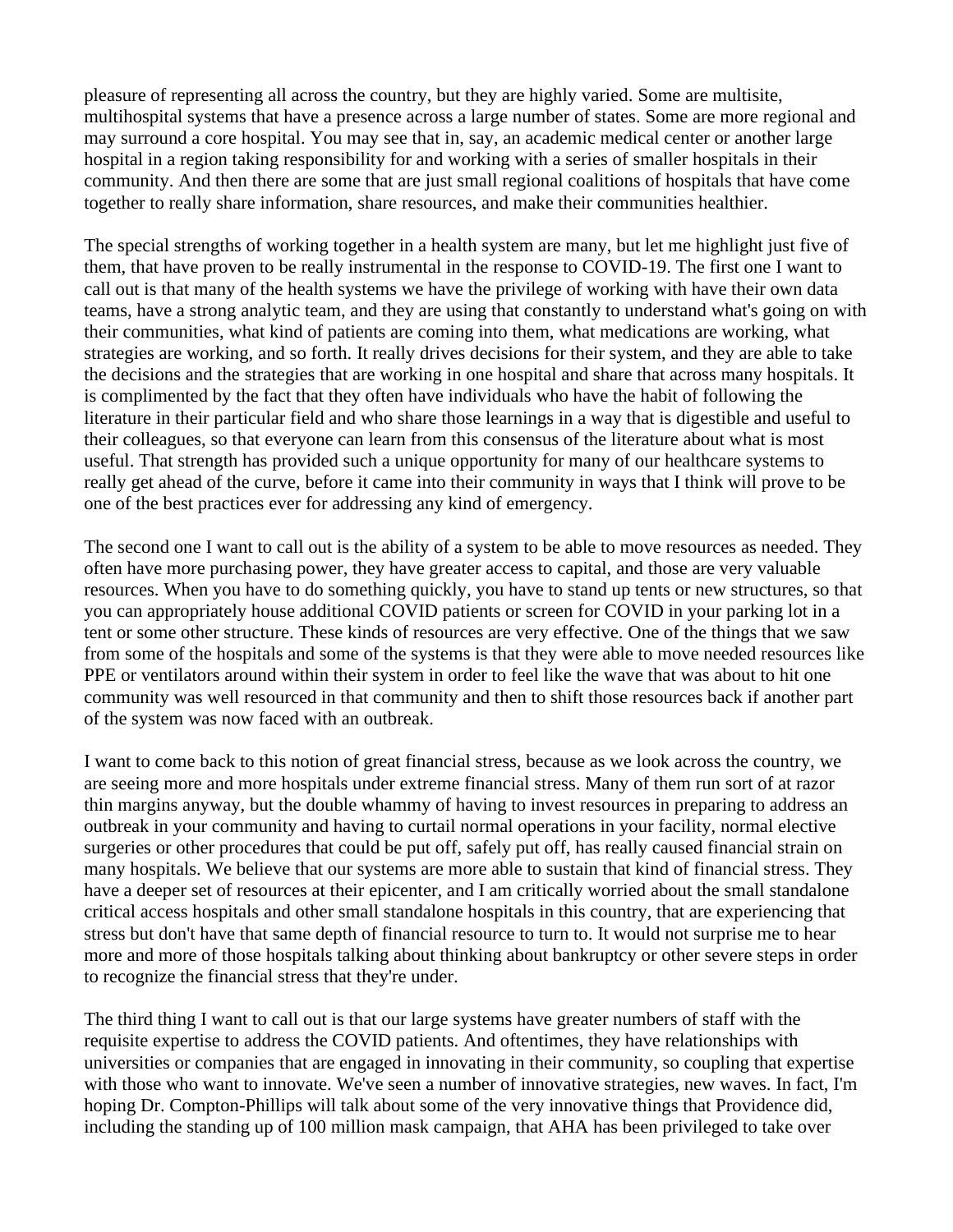pleasure of representing all across the country, but they are highly varied. Some are multisite, multihospital systems that have a presence across a large number of states. Some are more regional and may surround a core hospital. You may see that in, say, an academic medical center or another large hospital in a region taking responsibility for and working with a series of smaller hospitals in their community. And then there are some that are just small regional coalitions of hospitals that have come together to really share information, share resources, and make their communities healthier.

The special strengths of working together in a health system are many, but let me highlight just five of them, that have proven to be really instrumental in the response to COVID-19. The first one I want to call out is that many of the health systems we have the privilege of working with have their own data teams, have a strong analytic team, and they are using that constantly to understand what's going on with their communities, what kind of patients are coming into them, what medications are working, what strategies are working, and so forth. It really drives decisions for their system, and they are able to take the decisions and the strategies that are working in one hospital and share that across many hospitals. It is complimented by the fact that they often have individuals who have the habit of following the literature in their particular field and who share those learnings in a way that is digestible and useful to their colleagues, so that everyone can learn from this consensus of the literature about what is most useful. That strength has provided such a unique opportunity for many of our healthcare systems to really get ahead of the curve, before it came into their community in ways that I think will prove to be one of the best practices ever for addressing any kind of emergency.

The second one I want to call out is the ability of a system to be able to move resources as needed. They often have more purchasing power, they have greater access to capital, and those are very valuable resources. When you have to do something quickly, you have to stand up tents or new structures, so that you can appropriately house additional COVID patients or screen for COVID in your parking lot in a tent or some other structure. These kinds of resources are very effective. One of the things that we saw from some of the hospitals and some of the systems is that they were able to move needed resources like PPE or ventilators around within their system in order to feel like the wave that was about to hit one community was well resourced in that community and then to shift those resources back if another part of the system was now faced with an outbreak.

I want to come back to this notion of great financial stress, because as we look across the country, we are seeing more and more hospitals under extreme financial stress. Many of them run sort of at razor thin margins anyway, but the double whammy of having to invest resources in preparing to address an outbreak in your community and having to curtail normal operations in your facility, normal elective surgeries or other procedures that could be put off, safely put off, has really caused financial strain on many hospitals. We believe that our systems are more able to sustain that kind of financial stress. They have a deeper set of resources at their epicenter, and I am critically worried about the small standalone critical access hospitals and other small standalone hospitals in this country, that are experiencing that stress but don't have that same depth of financial resource to turn to. It would not surprise me to hear more and more of those hospitals talking about thinking about bankruptcy or other severe steps in order to recognize the financial stress that they're under.

The third thing I want to call out is that our large systems have greater numbers of staff with the requisite expertise to address the COVID patients. And oftentimes, they have relationships with universities or companies that are engaged in innovating in their community, so coupling that expertise with those who want to innovate. We've seen a number of innovative strategies, new waves. In fact, I'm hoping Dr. Compton-Phillips will talk about some of the very innovative things that Providence did, including the standing up of 100 million mask campaign, that AHA has been privileged to take over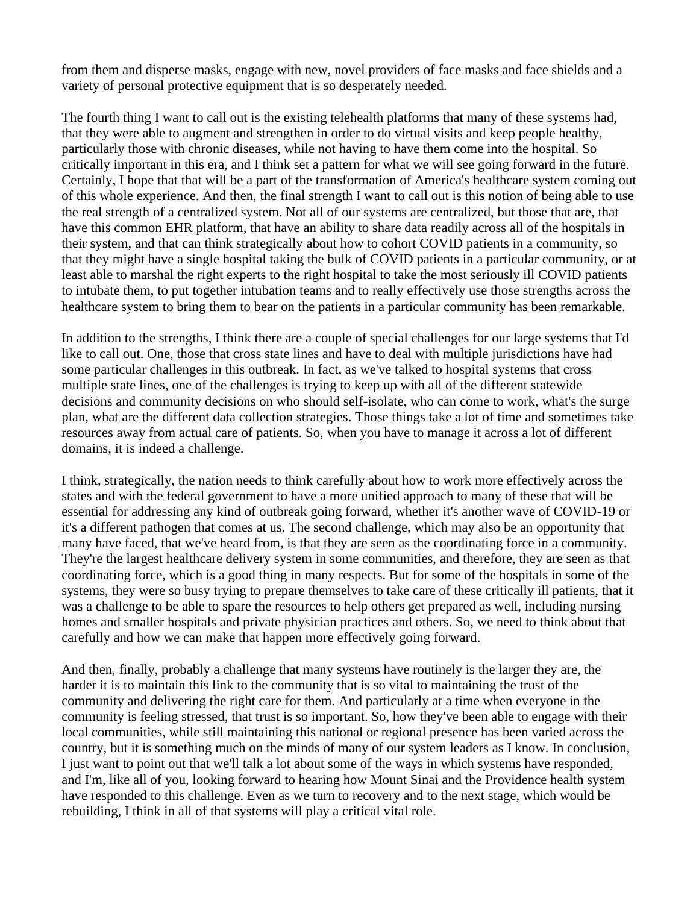from them and disperse masks, engage with new, novel providers of face masks and face shields and a variety of personal protective equipment that is so desperately needed.

The fourth thing I want to call out is the existing telehealth platforms that many of these systems had, that they were able to augment and strengthen in order to do virtual visits and keep people healthy, particularly those with chronic diseases, while not having to have them come into the hospital. So critically important in this era, and I think set a pattern for what we will see going forward in the future. Certainly, I hope that that will be a part of the transformation of America's healthcare system coming out of this whole experience. And then, the final strength I want to call out is this notion of being able to use the real strength of a centralized system. Not all of our systems are centralized, but those that are, that have this common EHR platform, that have an ability to share data readily across all of the hospitals in their system, and that can think strategically about how to cohort COVID patients in a community, so that they might have a single hospital taking the bulk of COVID patients in a particular community, or at least able to marshal the right experts to the right hospital to take the most seriously ill COVID patients to intubate them, to put together intubation teams and to really effectively use those strengths across the healthcare system to bring them to bear on the patients in a particular community has been remarkable.

In addition to the strengths, I think there are a couple of special challenges for our large systems that I'd like to call out. One, those that cross state lines and have to deal with multiple jurisdictions have had some particular challenges in this outbreak. In fact, as we've talked to hospital systems that cross multiple state lines, one of the challenges is trying to keep up with all of the different statewide decisions and community decisions on who should self-isolate, who can come to work, what's the surge plan, what are the different data collection strategies. Those things take a lot of time and sometimes take resources away from actual care of patients. So, when you have to manage it across a lot of different domains, it is indeed a challenge.

I think, strategically, the nation needs to think carefully about how to work more effectively across the states and with the federal government to have a more unified approach to many of these that will be essential for addressing any kind of outbreak going forward, whether it's another wave of COVID-19 or it's a different pathogen that comes at us. The second challenge, which may also be an opportunity that many have faced, that we've heard from, is that they are seen as the coordinating force in a community. They're the largest healthcare delivery system in some communities, and therefore, they are seen as that coordinating force, which is a good thing in many respects. But for some of the hospitals in some of the systems, they were so busy trying to prepare themselves to take care of these critically ill patients, that it was a challenge to be able to spare the resources to help others get prepared as well, including nursing homes and smaller hospitals and private physician practices and others. So, we need to think about that carefully and how we can make that happen more effectively going forward.

And then, finally, probably a challenge that many systems have routinely is the larger they are, the harder it is to maintain this link to the community that is so vital to maintaining the trust of the community and delivering the right care for them. And particularly at a time when everyone in the community is feeling stressed, that trust is so important. So, how they've been able to engage with their local communities, while still maintaining this national or regional presence has been varied across the country, but it is something much on the minds of many of our system leaders as I know. In conclusion, I just want to point out that we'll talk a lot about some of the ways in which systems have responded, and I'm, like all of you, looking forward to hearing how Mount Sinai and the Providence health system have responded to this challenge. Even as we turn to recovery and to the next stage, which would be rebuilding, I think in all of that systems will play a critical vital role.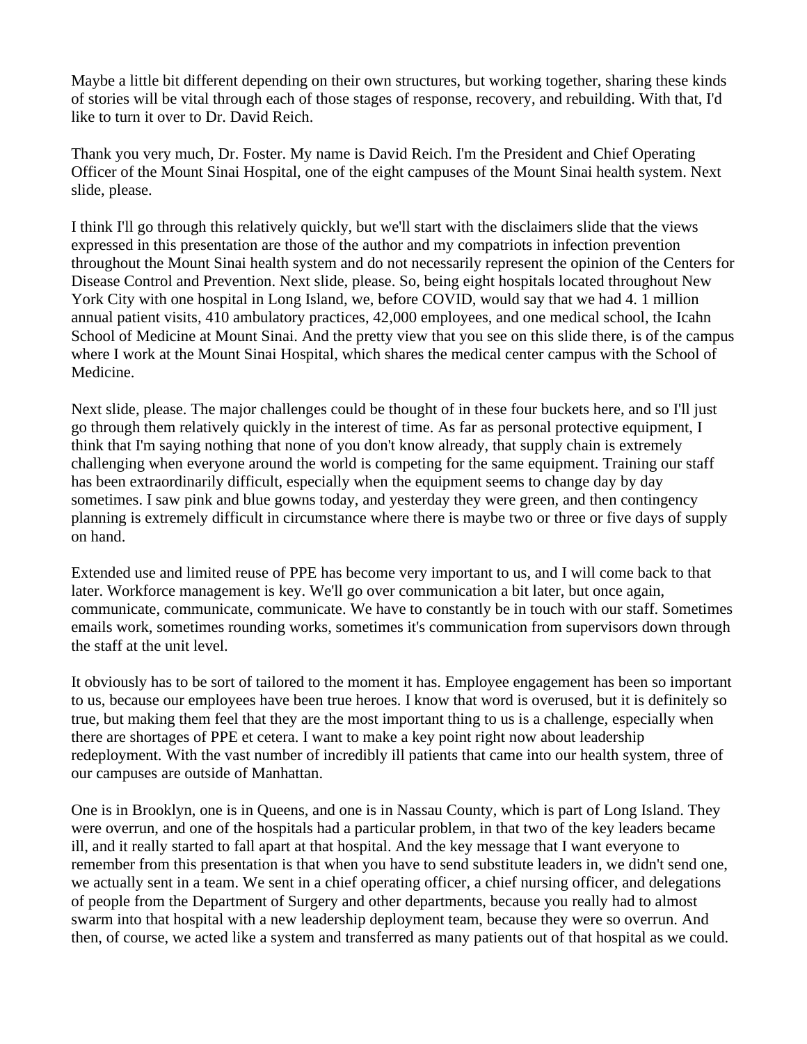Maybe a little bit different depending on their own structures, but working together, sharing these kinds of stories will be vital through each of those stages of response, recovery, and rebuilding. With that, I'd like to turn it over to Dr. David Reich.

Thank you very much, Dr. Foster. My name is David Reich. I'm the President and Chief Operating Officer of the Mount Sinai Hospital, one of the eight campuses of the Mount Sinai health system. Next slide, please.

I think I'll go through this relatively quickly, but we'll start with the disclaimers slide that the views expressed in this presentation are those of the author and my compatriots in infection prevention throughout the Mount Sinai health system and do not necessarily represent the opinion of the Centers for Disease Control and Prevention. Next slide, please. So, being eight hospitals located throughout New York City with one hospital in Long Island, we, before COVID, would say that we had 4. 1 million annual patient visits, 410 ambulatory practices, 42,000 employees, and one medical school, the Icahn School of Medicine at Mount Sinai. And the pretty view that you see on this slide there, is of the campus where I work at the Mount Sinai Hospital, which shares the medical center campus with the School of Medicine.

Next slide, please. The major challenges could be thought of in these four buckets here, and so I'll just go through them relatively quickly in the interest of time. As far as personal protective equipment, I think that I'm saying nothing that none of you don't know already, that supply chain is extremely challenging when everyone around the world is competing for the same equipment. Training our staff has been extraordinarily difficult, especially when the equipment seems to change day by day sometimes. I saw pink and blue gowns today, and yesterday they were green, and then contingency planning is extremely difficult in circumstance where there is maybe two or three or five days of supply on hand.

Extended use and limited reuse of PPE has become very important to us, and I will come back to that later. Workforce management is key. We'll go over communication a bit later, but once again, communicate, communicate, communicate. We have to constantly be in touch with our staff. Sometimes emails work, sometimes rounding works, sometimes it's communication from supervisors down through the staff at the unit level.

It obviously has to be sort of tailored to the moment it has. Employee engagement has been so important to us, because our employees have been true heroes. I know that word is overused, but it is definitely so true, but making them feel that they are the most important thing to us is a challenge, especially when there are shortages of PPE et cetera. I want to make a key point right now about leadership redeployment. With the vast number of incredibly ill patients that came into our health system, three of our campuses are outside of Manhattan.

One is in Brooklyn, one is in Queens, and one is in Nassau County, which is part of Long Island. They were overrun, and one of the hospitals had a particular problem, in that two of the key leaders became ill, and it really started to fall apart at that hospital. And the key message that I want everyone to remember from this presentation is that when you have to send substitute leaders in, we didn't send one, we actually sent in a team. We sent in a chief operating officer, a chief nursing officer, and delegations of people from the Department of Surgery and other departments, because you really had to almost swarm into that hospital with a new leadership deployment team, because they were so overrun. And then, of course, we acted like a system and transferred as many patients out of that hospital as we could.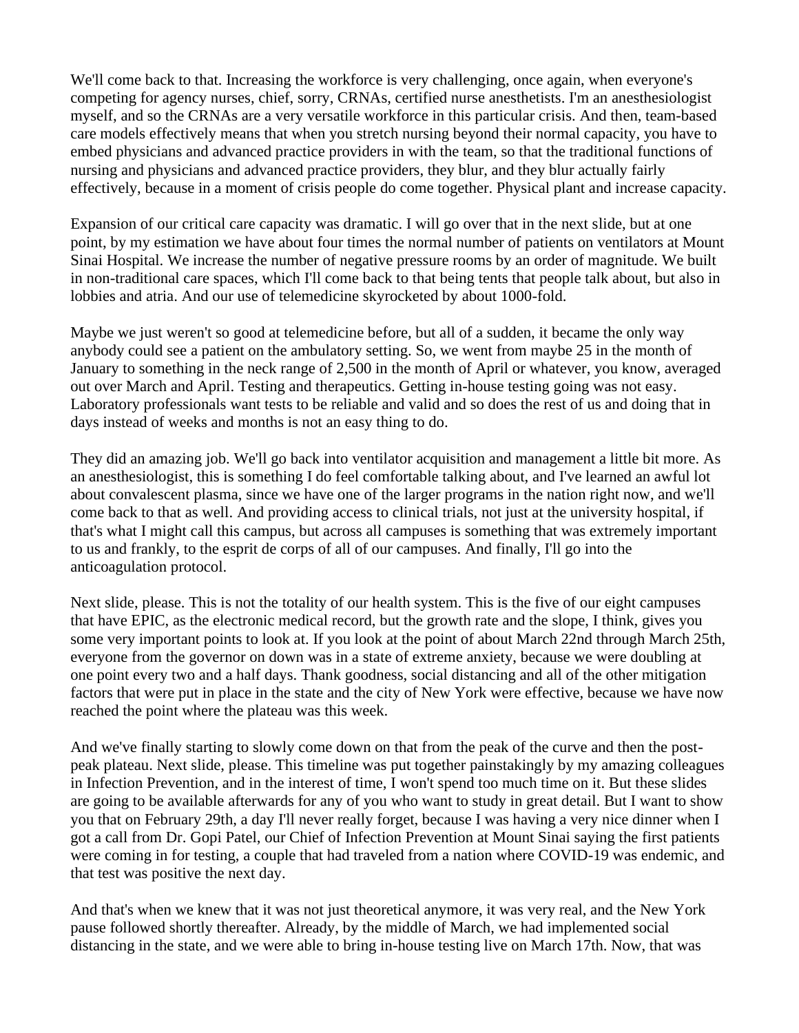We'll come back to that. Increasing the workforce is very challenging, once again, when everyone's competing for agency nurses, chief, sorry, CRNAs, certified nurse anesthetists. I'm an anesthesiologist myself, and so the CRNAs are a very versatile workforce in this particular crisis. And then, team-based care models effectively means that when you stretch nursing beyond their normal capacity, you have to embed physicians and advanced practice providers in with the team, so that the traditional functions of nursing and physicians and advanced practice providers, they blur, and they blur actually fairly effectively, because in a moment of crisis people do come together. Physical plant and increase capacity.

Expansion of our critical care capacity was dramatic. I will go over that in the next slide, but at one point, by my estimation we have about four times the normal number of patients on ventilators at Mount Sinai Hospital. We increase the number of negative pressure rooms by an order of magnitude. We built in non-traditional care spaces, which I'll come back to that being tents that people talk about, but also in lobbies and atria. And our use of telemedicine skyrocketed by about 1000-fold.

Maybe we just weren't so good at telemedicine before, but all of a sudden, it became the only way anybody could see a patient on the ambulatory setting. So, we went from maybe 25 in the month of January to something in the neck range of 2,500 in the month of April or whatever, you know, averaged out over March and April. Testing and therapeutics. Getting in-house testing going was not easy. Laboratory professionals want tests to be reliable and valid and so does the rest of us and doing that in days instead of weeks and months is not an easy thing to do.

They did an amazing job. We'll go back into ventilator acquisition and management a little bit more. As an anesthesiologist, this is something I do feel comfortable talking about, and I've learned an awful lot about convalescent plasma, since we have one of the larger programs in the nation right now, and we'll come back to that as well. And providing access to clinical trials, not just at the university hospital, if that's what I might call this campus, but across all campuses is something that was extremely important to us and frankly, to the esprit de corps of all of our campuses. And finally, I'll go into the anticoagulation protocol.

Next slide, please. This is not the totality of our health system. This is the five of our eight campuses that have EPIC, as the electronic medical record, but the growth rate and the slope, I think, gives you some very important points to look at. If you look at the point of about March 22nd through March 25th, everyone from the governor on down was in a state of extreme anxiety, because we were doubling at one point every two and a half days. Thank goodness, social distancing and all of the other mitigation factors that were put in place in the state and the city of New York were effective, because we have now reached the point where the plateau was this week.

And we've finally starting to slowly come down on that from the peak of the curve and then the post-peak plateau. Next slide, please. This timeline was put together painstakingly by my amazing colleagues in Infection Prevention, and in the interest of time, I won't spend too much time on it. But these slides are going to be available afterwards for any of you who want to study in great detail. But I want to show you that on February 29th, a day I'll never really forget, because I was having a very nice dinner when I got a call from Dr. Gopi Patel, our Chief of Infection Prevention at Mount Sinai saying the first patients were coming in for testing, a couple that had traveled from a nation where COVID-19 was endemic, and that test was positive the next day.

And that's when we knew that it was not just theoretical anymore, it was very real, and the New York pause followed shortly thereafter. Already, by the middle of March, we had implemented social distancing in the state, and we were able to bring in-house testing live on March 17th. Now, that was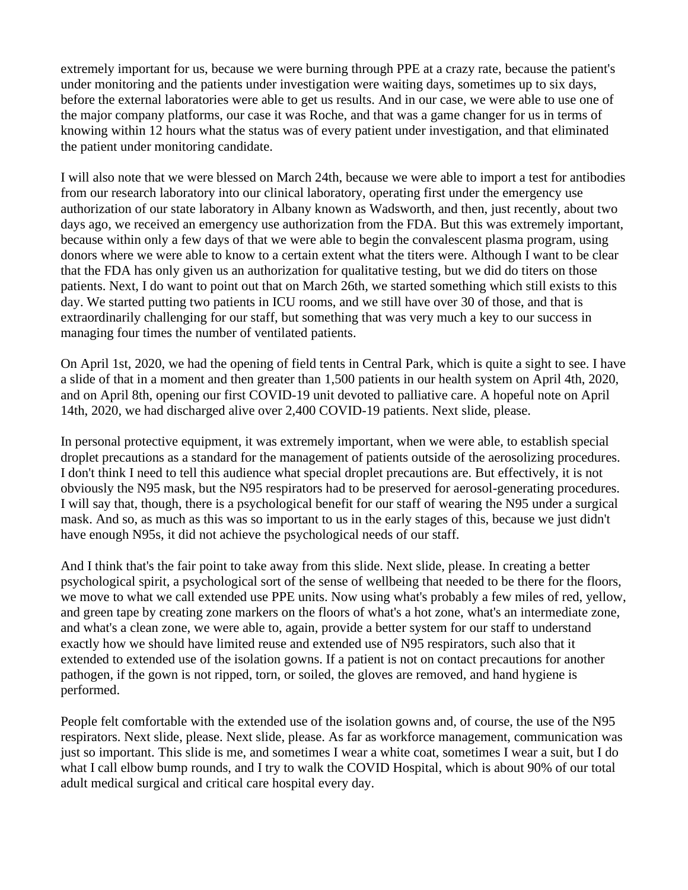extremely important for us, because we were burning through PPE at a crazy rate, because the patient's under monitoring and the patients under investigation were waiting days, sometimes up to six days, before the external laboratories were able to get us results. And in our case, we were able to use one of the major company platforms, our case it was Roche, and that was a game changer for us in terms of knowing within 12 hours what the status was of every patient under investigation, and that eliminated the patient under monitoring candidate.

I will also note that we were blessed on March 24th, because we were able to import a test for antibodies from our research laboratory into our clinical laboratory, operating first under the emergency use authorization of our state laboratory in Albany known as Wadsworth, and then, just recently, about two days ago, we received an emergency use authorization from the FDA. But this was extremely important, because within only a few days of that we were able to begin the convalescent plasma program, using donors where we were able to know to a certain extent what the titers were. Although I want to be clear that the FDA has only given us an authorization for qualitative testing, but we did do titers on those patients. Next, I do want to point out that on March 26th, we started something which still exists to this day. We started putting two patients in ICU rooms, and we still have over 30 of those, and that is extraordinarily challenging for our staff, but something that was very much a key to our success in managing four times the number of ventilated patients.

On April 1st, 2020, we had the opening of field tents in Central Park, which is quite a sight to see. I have a slide of that in a moment and then greater than 1,500 patients in our health system on April 4th, 2020, and on April 8th, opening our first COVID-19 unit devoted to palliative care. A hopeful note on April 14th, 2020, we had discharged alive over 2,400 COVID-19 patients. Next slide, please.

In personal protective equipment, it was extremely important, when we were able, to establish special droplet precautions as a standard for the management of patients outside of the aerosolizing procedures. I don't think I need to tell this audience what special droplet precautions are. But effectively, it is not obviously the N95 mask, but the N95 respirators had to be preserved for aerosol-generating procedures. I will say that, though, there is a psychological benefit for our staff of wearing the N95 under a surgical mask. And so, as much as this was so important to us in the early stages of this, because we just didn't have enough N95s, it did not achieve the psychological needs of our staff.

And I think that's the fair point to take away from this slide. Next slide, please. In creating a better psychological spirit, a psychological sort of the sense of wellbeing that needed to be there for the floors, we move to what we call extended use PPE units. Now using what's probably a few miles of red, yellow, and green tape by creating zone markers on the floors of what's a hot zone, what's an intermediate zone, and what's a clean zone, we were able to, again, provide a better system for our staff to understand exactly how we should have limited reuse and extended use of N95 respirators, such also that it extended to extended use of the isolation gowns. If a patient is not on contact precautions for another pathogen, if the gown is not ripped, torn, or soiled, the gloves are removed, and hand hygiene is performed.

People felt comfortable with the extended use of the isolation gowns and, of course, the use of the N95 respirators. Next slide, please. Next slide, please. As far as workforce management, communication was just so important. This slide is me, and sometimes I wear a white coat, sometimes I wear a suit, but I do what I call elbow bump rounds, and I try to walk the COVID Hospital, which is about 90% of our total adult medical surgical and critical care hospital every day.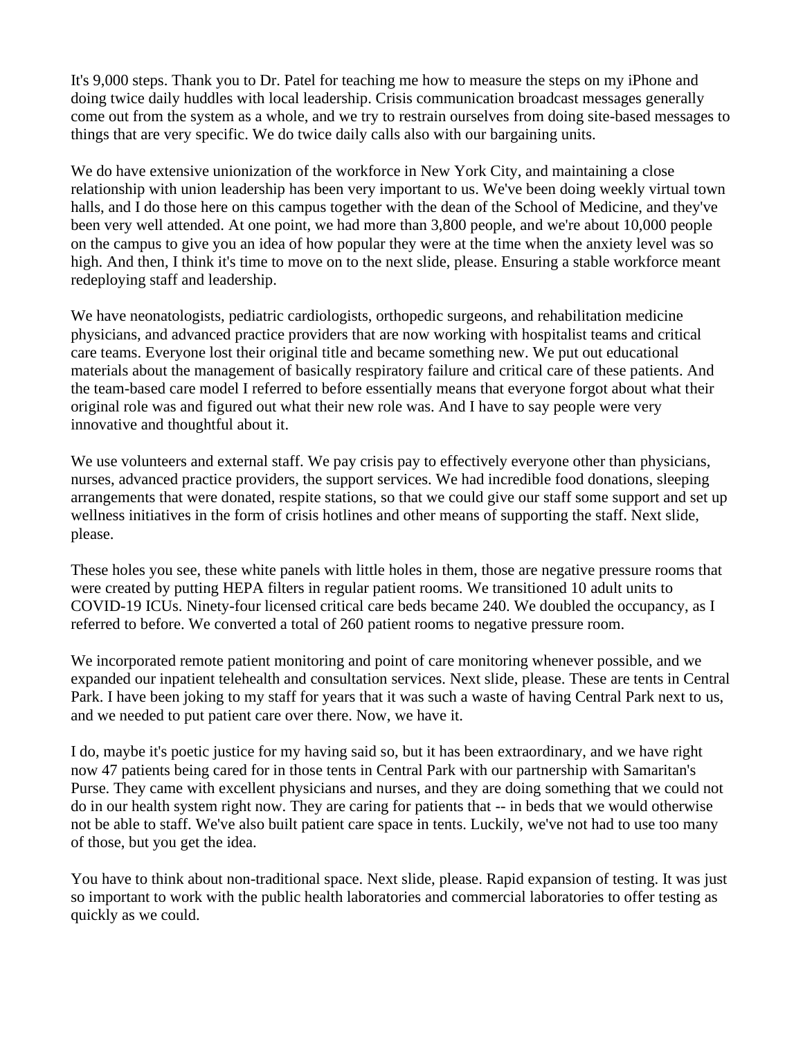It's 9,000 steps. Thank you to Dr. Patel for teaching me how to measure the steps on my iPhone and doing twice daily huddles with local leadership. Crisis communication broadcast messages generally come out from the system as a whole, and we try to restrain ourselves from doing site-based messages to things that are very specific. We do twice daily calls also with our bargaining units.

We do have extensive unionization of the workforce in New York City, and maintaining a close relationship with union leadership has been very important to us. We've been doing weekly virtual town halls, and I do those here on this campus together with the dean of the School of Medicine, and they've been very well attended. At one point, we had more than 3,800 people, and we're about 10,000 people on the campus to give you an idea of how popular they were at the time when the anxiety level was so high. And then, I think it's time to move on to the next slide, please. Ensuring a stable workforce meant redeploying staff and leadership.

We have neonatologists, pediatric cardiologists, orthopedic surgeons, and rehabilitation medicine physicians, and advanced practice providers that are now working with hospitalist teams and critical care teams. Everyone lost their original title and became something new. We put out educational materials about the management of basically respiratory failure and critical care of these patients. And the team-based care model I referred to before essentially means that everyone forgot about what their original role was and figured out what their new role was. And I have to say people were very innovative and thoughtful about it.

We use volunteers and external staff. We pay crisis pay to effectively everyone other than physicians, nurses, advanced practice providers, the support services. We had incredible food donations, sleeping arrangements that were donated, respite stations, so that we could give our staff some support and set up wellness initiatives in the form of crisis hotlines and other means of supporting the staff. Next slide, please.

These holes you see, these white panels with little holes in them, those are negative pressure rooms that were created by putting HEPA filters in regular patient rooms. We transitioned 10 adult units to COVID-19 ICUs. Ninety-four licensed critical care beds became 240. We doubled the occupancy, as I referred to before. We converted a total of 260 patient rooms to negative pressure room.

We incorporated remote patient monitoring and point of care monitoring whenever possible, and we expanded our inpatient telehealth and consultation services. Next slide, please. These are tents in Central Park. I have been joking to my staff for years that it was such a waste of having Central Park next to us, and we needed to put patient care over there. Now, we have it.

I do, maybe it's poetic justice for my having said so, but it has been extraordinary, and we have right now 47 patients being cared for in those tents in Central Park with our partnership with Samaritan's Purse. They came with excellent physicians and nurses, and they are doing something that we could not do in our health system right now. They are caring for patients that -- in beds that we would otherwise not be able to staff. We've also built patient care space in tents. Luckily, we've not had to use too many of those, but you get the idea.

You have to think about non-traditional space. Next slide, please. Rapid expansion of testing. It was just so important to work with the public health laboratories and commercial laboratories to offer testing as quickly as we could.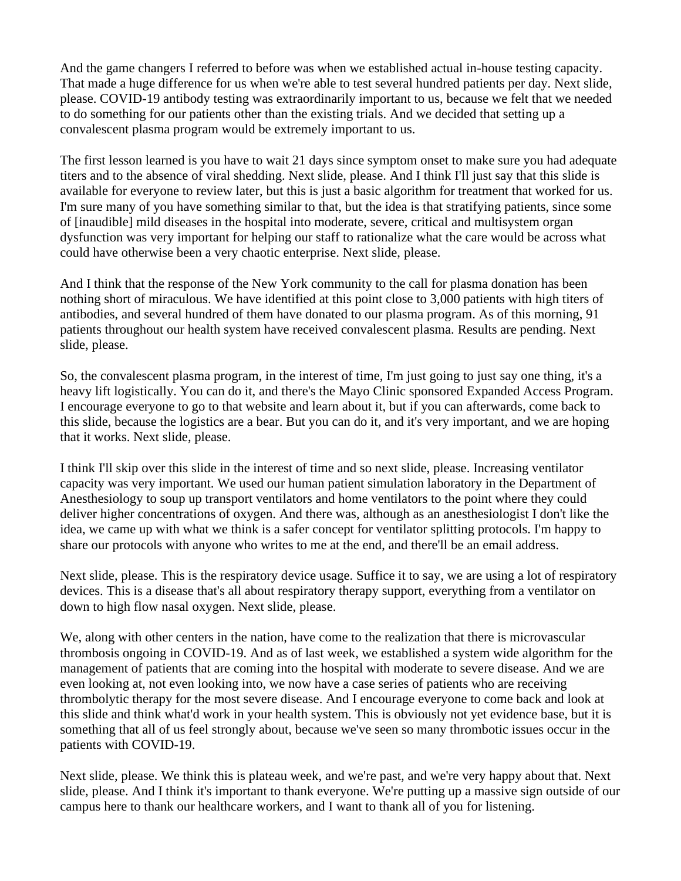And the game changers I referred to before was when we established actual in-house testing capacity. That made a huge difference for us when we're able to test several hundred patients per day. Next slide, please. COVID-19 antibody testing was extraordinarily important to us, because we felt that we needed to do something for our patients other than the existing trials. And we decided that setting up a convalescent plasma program would be extremely important to us.

The first lesson learned is you have to wait 21 days since symptom onset to make sure you had adequate titers and to the absence of viral shedding. Next slide, please. And I think I'll just say that this slide is available for everyone to review later, but this is just a basic algorithm for treatment that worked for us. I'm sure many of you have something similar to that, but the idea is that stratifying patients, since some of [inaudible] mild diseases in the hospital into moderate, severe, critical and multisystem organ dysfunction was very important for helping our staff to rationalize what the care would be across what could have otherwise been a very chaotic enterprise. Next slide, please.

And I think that the response of the New York community to the call for plasma donation has been nothing short of miraculous. We have identified at this point close to 3,000 patients with high titers of antibodies, and several hundred of them have donated to our plasma program. As of this morning, 91 patients throughout our health system have received convalescent plasma. Results are pending. Next slide, please.

So, the convalescent plasma program, in the interest of time, I'm just going to just say one thing, it's a heavy lift logistically. You can do it, and there's the Mayo Clinic sponsored Expanded Access Program. I encourage everyone to go to that website and learn about it, but if you can afterwards, come back to this slide, because the logistics are a bear. But you can do it, and it's very important, and we are hoping that it works. Next slide, please.

I think I'll skip over this slide in the interest of time and so next slide, please. Increasing ventilator capacity was very important. We used our human patient simulation laboratory in the Department of Anesthesiology to soup up transport ventilators and home ventilators to the point where they could deliver higher concentrations of oxygen. And there was, although as an anesthesiologist I don't like the idea, we came up with what we think is a safer concept for ventilator splitting protocols. I'm happy to share our protocols with anyone who writes to me at the end, and there'll be an email address.

Next slide, please. This is the respiratory device usage. Suffice it to say, we are using a lot of respiratory devices. This is a disease that's all about respiratory therapy support, everything from a ventilator on down to high flow nasal oxygen. Next slide, please.

We, along with other centers in the nation, have come to the realization that there is microvascular thrombosis ongoing in COVID-19. And as of last week, we established a system wide algorithm for the management of patients that are coming into the hospital with moderate to severe disease. And we are even looking at, not even looking into, we now have a case series of patients who are receiving thrombolytic therapy for the most severe disease. And I encourage everyone to come back and look at this slide and think what'd work in your health system. This is obviously not yet evidence base, but it is something that all of us feel strongly about, because we've seen so many thrombotic issues occur in the patients with COVID-19.

Next slide, please. We think this is plateau week, and we're past, and we're very happy about that. Next slide, please. And I think it's important to thank everyone. We're putting up a massive sign outside of our campus here to thank our healthcare workers, and I want to thank all of you for listening.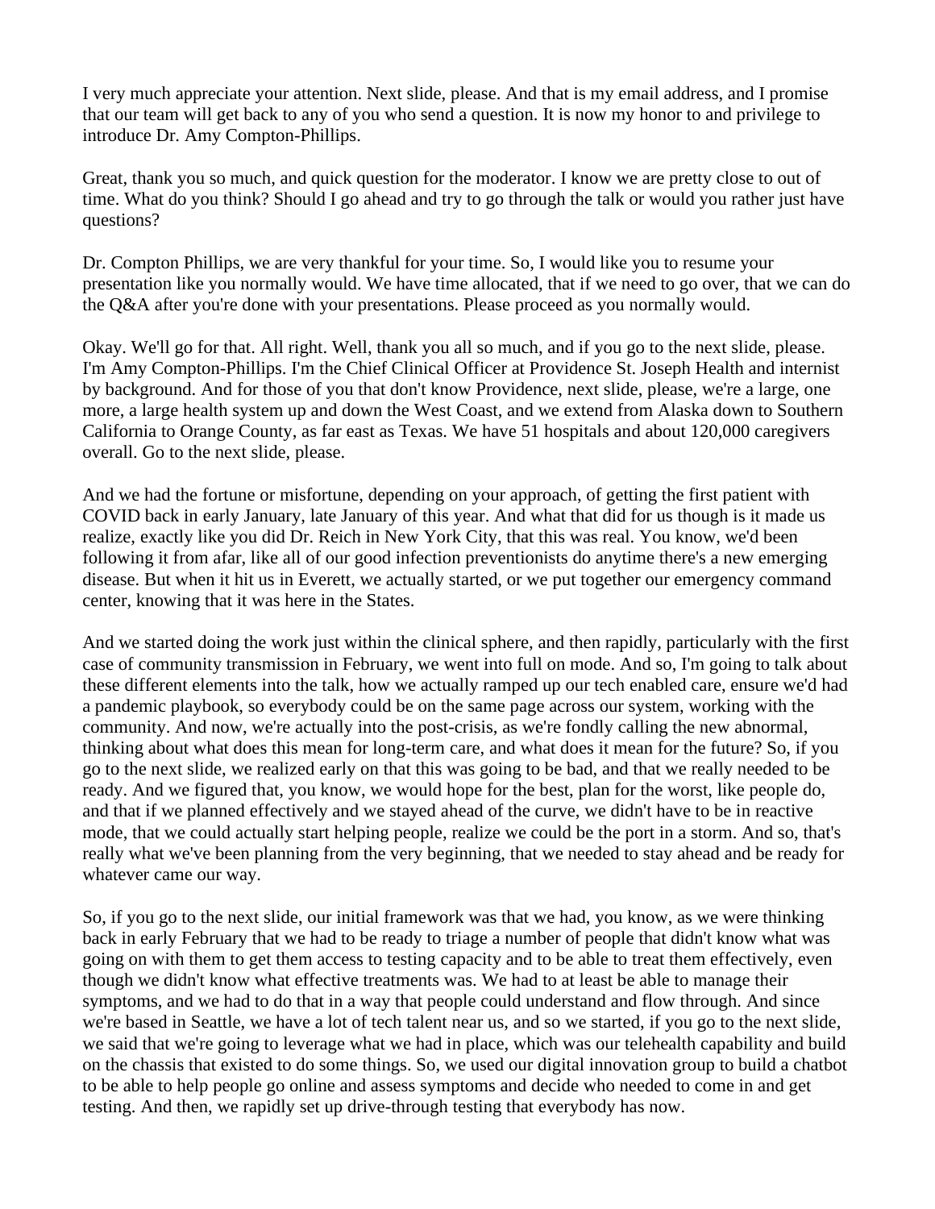I very much appreciate your attention. Next slide, please. And that is my email address, and I promise that our team will get back to any of you who send a question. It is now my honor to and privilege to introduce Dr. Amy Compton-Phillips.

Great, thank you so much, and quick question for the moderator. I know we are pretty close to out of time. What do you think? Should I go ahead and try to go through the talk or would you rather just have questions?

Dr. Compton Phillips, we are very thankful for your time. So, I would like you to resume your presentation like you normally would. We have time allocated, that if we need to go over, that we can do the Q&A after you're done with your presentations. Please proceed as you normally would.

Okay. We'll go for that. All right. Well, thank you all so much, and if you go to the next slide, please. I'm Amy Compton-Phillips. I'm the Chief Clinical Officer at Providence St. Joseph Health and internist by background. And for those of you that don't know Providence, next slide, please, we're a large, one more, a large health system up and down the West Coast, and we extend from Alaska down to Southern California to Orange County, as far east as Texas. We have 51 hospitals and about 120,000 caregivers overall. Go to the next slide, please.

And we had the fortune or misfortune, depending on your approach, of getting the first patient with COVID back in early January, late January of this year. And what that did for us though is it made us realize, exactly like you did Dr. Reich in New York City, that this was real. You know, we'd been following it from afar, like all of our good infection preventionists do anytime there's a new emerging disease. But when it hit us in Everett, we actually started, or we put together our emergency command center, knowing that it was here in the States.

And we started doing the work just within the clinical sphere, and then rapidly, particularly with the first case of community transmission in February, we went into full on mode. And so, I'm going to talk about these different elements into the talk, how we actually ramped up our tech enabled care, ensure we'd had a pandemic playbook, so everybody could be on the same page across our system, working with the community. And now, we're actually into the post-crisis, as we're fondly calling the new abnormal, thinking about what does this mean for long-term care, and what does it mean for the future? So, if you go to the next slide, we realized early on that this was going to be bad, and that we really needed to be ready. And we figured that, you know, we would hope for the best, plan for the worst, like people do, and that if we planned effectively and we stayed ahead of the curve, we didn't have to be in reactive mode, that we could actually start helping people, realize we could be the port in a storm. And so, that's really what we've been planning from the very beginning, that we needed to stay ahead and be ready for whatever came our way.

So, if you go to the next slide, our initial framework was that we had, you know, as we were thinking back in early February that we had to be ready to triage a number of people that didn't know what was going on with them to get them access to testing capacity and to be able to treat them effectively, even though we didn't know what effective treatments was. We had to at least be able to manage their symptoms, and we had to do that in a way that people could understand and flow through. And since we're based in Seattle, we have a lot of tech talent near us, and so we started, if you go to the next slide, we said that we're going to leverage what we had in place, which was our telehealth capability and build on the chassis that existed to do some things. So, we used our digital innovation group to build a chatbot to be able to help people go online and assess symptoms and decide who needed to come in and get testing. And then, we rapidly set up drive-through testing that everybody has now.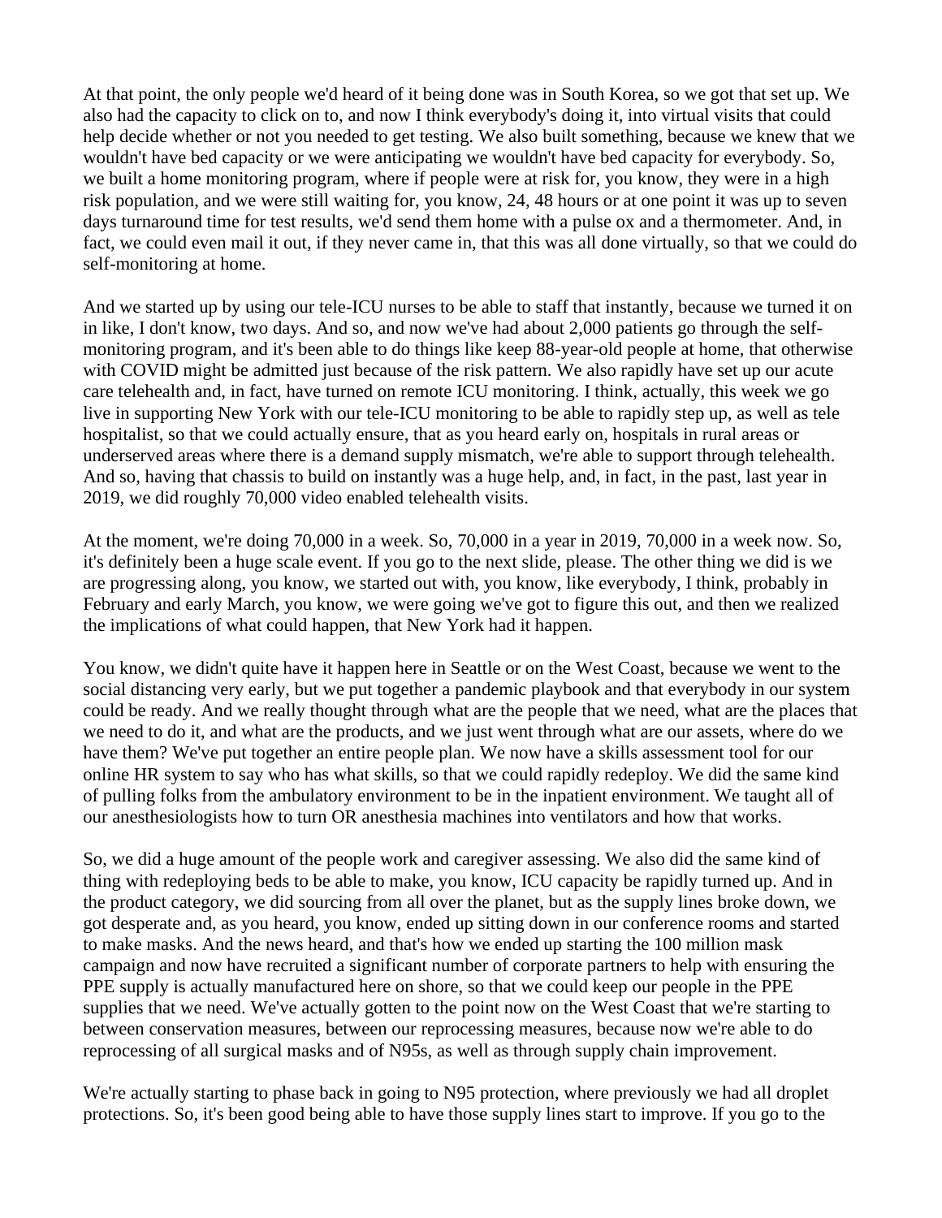At that point, the only people we'd heard of it being done was in South Korea, so we got that set up. We also had the capacity to click on to, and now I think everybody's doing it, into virtual visits that could help decide whether or not you needed to get testing. We also built something, because we knew that we wouldn't have bed capacity or we were anticipating we wouldn't have bed capacity for everybody. So, we built a home monitoring program, where if people were at risk for, you know, they were in a high risk population, and we were still waiting for, you know, 24, 48 hours or at one point it was up to seven days turnaround time for test results, we'd send them home with a pulse ox and a thermometer. And, in fact, we could even mail it out, if they never came in, that this was all done virtually, so that we could do self-monitoring at home.

And we started up by using our tele-ICU nurses to be able to staff that instantly, because we turned it on in like, I don't know, two days. And so, and now we've had about 2,000 patients go through the self-monitoring program, and it's been able to do things like keep 88-year-old people at home, that otherwise with COVID might be admitted just because of the risk pattern. We also rapidly have set up our acute care telehealth and, in fact, have turned on remote ICU monitoring. I think, actually, this week we go live in supporting New York with our tele-ICU monitoring to be able to rapidly step up, as well as tele hospitalist, so that we could actually ensure, that as you heard early on, hospitals in rural areas or underserved areas where there is a demand supply mismatch, we're able to support through telehealth. And so, having that chassis to build on instantly was a huge help, and, in fact, in the past, last year in 2019, we did roughly 70,000 video enabled telehealth visits.

At the moment, we're doing 70,000 in a week. So, 70,000 in a year in 2019, 70,000 in a week now. So, it's definitely been a huge scale event. If you go to the next slide, please. The other thing we did is we are progressing along, you know, we started out with, you know, like everybody, I think, probably in February and early March, you know, we were going we've got to figure this out, and then we realized the implications of what could happen, that New York had it happen.

You know, we didn't quite have it happen here in Seattle or on the West Coast, because we went to the social distancing very early, but we put together a pandemic playbook and that everybody in our system could be ready. And we really thought through what are the people that we need, what are the places that we need to do it, and what are the products, and we just went through what are our assets, where do we have them? We've put together an entire people plan. We now have a skills assessment tool for our online HR system to say who has what skills, so that we could rapidly redeploy. We did the same kind of pulling folks from the ambulatory environment to be in the inpatient environment. We taught all of our anesthesiologists how to turn OR anesthesia machines into ventilators and how that works.

So, we did a huge amount of the people work and caregiver assessing. We also did the same kind of thing with redeploying beds to be able to make, you know, ICU capacity be rapidly turned up. And in the product category, we did sourcing from all over the planet, but as the supply lines broke down, we got desperate and, as you heard, you know, ended up sitting down in our conference rooms and started to make masks. And the news heard, and that's how we ended up starting the 100 million mask campaign and now have recruited a significant number of corporate partners to help with ensuring the PPE supply is actually manufactured here on shore, so that we could keep our people in the PPE supplies that we need. We've actually gotten to the point now on the West Coast that we're starting to between conservation measures, between our reprocessing measures, because now we're able to do reprocessing of all surgical masks and of N95s, as well as through supply chain improvement.

We're actually starting to phase back in going to N95 protection, where previously we had all droplet protections. So, it's been good being able to have those supply lines start to improve. If you go to the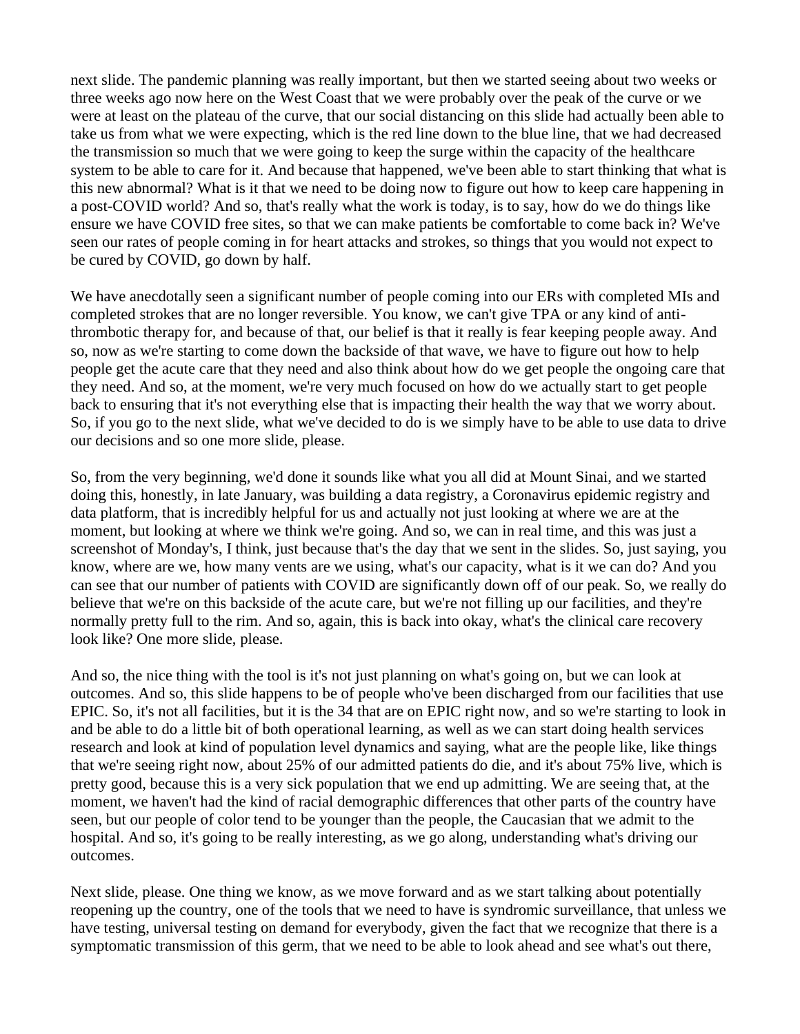next slide. The pandemic planning was really important, but then we started seeing about two weeks or three weeks ago now here on the West Coast that we were probably over the peak of the curve or we were at least on the plateau of the curve, that our social distancing on this slide had actually been able to take us from what we were expecting, which is the red line down to the blue line, that we had decreased the transmission so much that we were going to keep the surge within the capacity of the healthcare system to be able to care for it. And because that happened, we've been able to start thinking that what is this new abnormal? What is it that we need to be doing now to figure out how to keep care happening in a post-COVID world? And so, that's really what the work is today, is to say, how do we do things like ensure we have COVID free sites, so that we can make patients be comfortable to come back in? We've seen our rates of people coming in for heart attacks and strokes, so things that you would not expect to be cured by COVID, go down by half.

We have anecdotally seen a significant number of people coming into our ERs with completed MIs and completed strokes that are no longer reversible. You know, we can't give TPA or any kind of anti-thrombotic therapy for, and because of that, our belief is that it really is fear keeping people away. And so, now as we're starting to come down the backside of that wave, we have to figure out how to help people get the acute care that they need and also think about how do we get people the ongoing care that they need. And so, at the moment, we're very much focused on how do we actually start to get people back to ensuring that it's not everything else that is impacting their health the way that we worry about. So, if you go to the next slide, what we've decided to do is we simply have to be able to use data to drive our decisions and so one more slide, please.

So, from the very beginning, we'd done it sounds like what you all did at Mount Sinai, and we started doing this, honestly, in late January, was building a data registry, a Coronavirus epidemic registry and data platform, that is incredibly helpful for us and actually not just looking at where we are at the moment, but looking at where we think we're going. And so, we can in real time, and this was just a screenshot of Monday's, I think, just because that's the day that we sent in the slides. So, just saying, you know, where are we, how many vents are we using, what's our capacity, what is it we can do? And you can see that our number of patients with COVID are significantly down off of our peak. So, we really do believe that we're on this backside of the acute care, but we're not filling up our facilities, and they're normally pretty full to the rim. And so, again, this is back into okay, what's the clinical care recovery look like? One more slide, please.

And so, the nice thing with the tool is it's not just planning on what's going on, but we can look at outcomes. And so, this slide happens to be of people who've been discharged from our facilities that use EPIC. So, it's not all facilities, but it is the 34 that are on EPIC right now, and so we're starting to look in and be able to do a little bit of both operational learning, as well as we can start doing health services research and look at kind of population level dynamics and saying, what are the people like, like things that we're seeing right now, about 25% of our admitted patients do die, and it's about 75% live, which is pretty good, because this is a very sick population that we end up admitting. We are seeing that, at the moment, we haven't had the kind of racial demographic differences that other parts of the country have seen, but our people of color tend to be younger than the people, the Caucasian that we admit to the hospital. And so, it's going to be really interesting, as we go along, understanding what's driving our outcomes.

Next slide, please. One thing we know, as we move forward and as we start talking about potentially reopening up the country, one of the tools that we need to have is syndromic surveillance, that unless we have testing, universal testing on demand for everybody, given the fact that we recognize that there is a symptomatic transmission of this germ, that we need to be able to look ahead and see what's out there,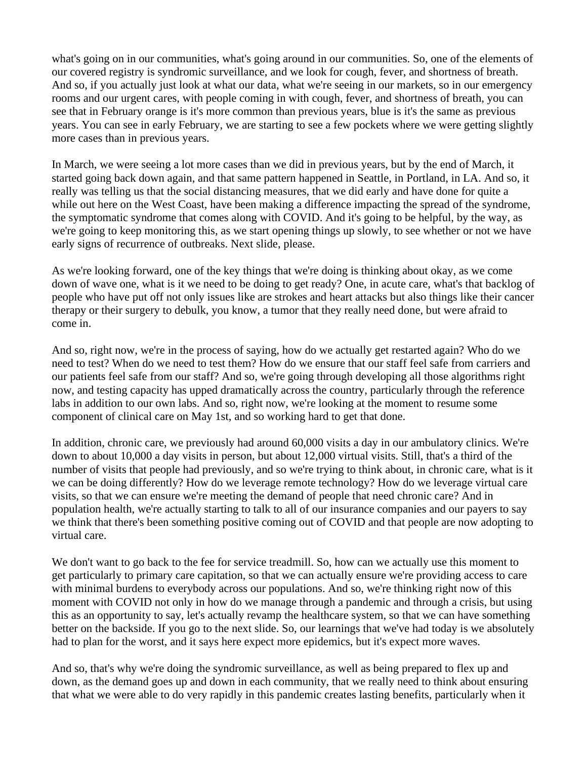what's going on in our communities, what's going around in our communities. So, one of the elements of our covered registry is syndromic surveillance, and we look for cough, fever, and shortness of breath. And so, if you actually just look at what our data, what we're seeing in our markets, so in our emergency rooms and our urgent cares, with people coming in with cough, fever, and shortness of breath, you can see that in February orange is it's more common than previous years, blue is it's the same as previous years. You can see in early February, we are starting to see a few pockets where we were getting slightly more cases than in previous years.

In March, we were seeing a lot more cases than we did in previous years, but by the end of March, it started going back down again, and that same pattern happened in Seattle, in Portland, in LA. And so, it really was telling us that the social distancing measures, that we did early and have done for quite a while out here on the West Coast, have been making a difference impacting the spread of the syndrome, the symptomatic syndrome that comes along with COVID. And it's going to be helpful, by the way, as we're going to keep monitoring this, as we start opening things up slowly, to see whether or not we have early signs of recurrence of outbreaks. Next slide, please.

As we're looking forward, one of the key things that we're doing is thinking about okay, as we come down of wave one, what is it we need to be doing to get ready? One, in acute care, what's that backlog of people who have put off not only issues like are strokes and heart attacks but also things like their cancer therapy or their surgery to debulk, you know, a tumor that they really need done, but were afraid to come in.

And so, right now, we're in the process of saying, how do we actually get restarted again? Who do we need to test? When do we need to test them? How do we ensure that our staff feel safe from carriers and our patients feel safe from our staff? And so, we're going through developing all those algorithms right now, and testing capacity has upped dramatically across the country, particularly through the reference labs in addition to our own labs. And so, right now, we're looking at the moment to resume some component of clinical care on May 1st, and so working hard to get that done.

In addition, chronic care, we previously had around 60,000 visits a day in our ambulatory clinics. We're down to about 10,000 a day visits in person, but about 12,000 virtual visits. Still, that's a third of the number of visits that people had previously, and so we're trying to think about, in chronic care, what is it we can be doing differently? How do we leverage remote technology? How do we leverage virtual care visits, so that we can ensure we're meeting the demand of people that need chronic care? And in population health, we're actually starting to talk to all of our insurance companies and our payers to say we think that there's been something positive coming out of COVID and that people are now adopting to virtual care.

We don't want to go back to the fee for service treadmill. So, how can we actually use this moment to get particularly to primary care capitation, so that we can actually ensure we're providing access to care with minimal burdens to everybody across our populations. And so, we're thinking right now of this moment with COVID not only in how do we manage through a pandemic and through a crisis, but using this as an opportunity to say, let's actually revamp the healthcare system, so that we can have something better on the backside. If you go to the next slide. So, our learnings that we've had today is we absolutely had to plan for the worst, and it says here expect more epidemics, but it's expect more waves.

And so, that's why we're doing the syndromic surveillance, as well as being prepared to flex up and down, as the demand goes up and down in each community, that we really need to think about ensuring that what we were able to do very rapidly in this pandemic creates lasting benefits, particularly when it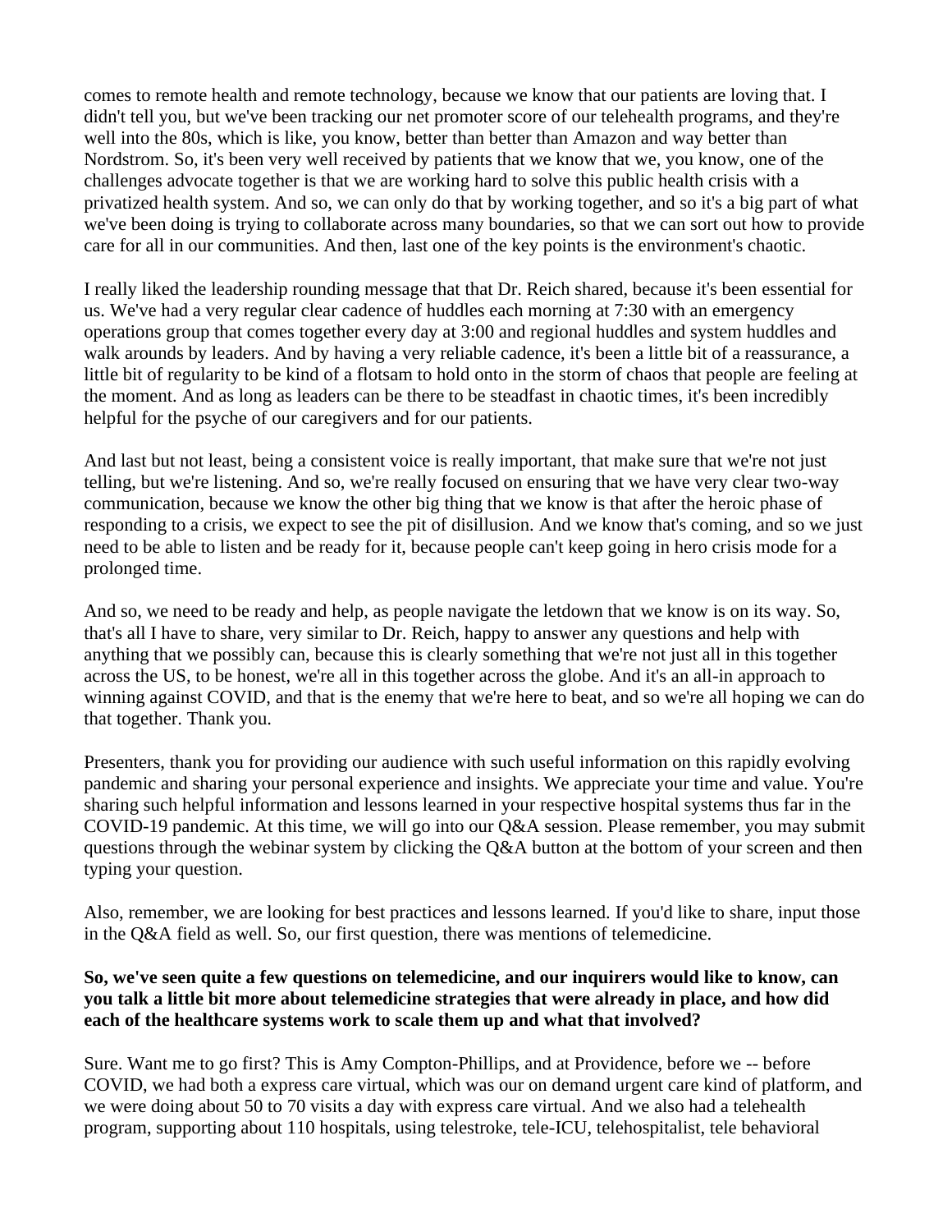comes to remote health and remote technology, because we know that our patients are loving that. I didn't tell you, but we've been tracking our net promoter score of our telehealth programs, and they're well into the 80s, which is like, you know, better than better than Amazon and way better than Nordstrom. So, it's been very well received by patients that we know that we, you know, one of the challenges advocate together is that we are working hard to solve this public health crisis with a privatized health system. And so, we can only do that by working together, and so it's a big part of what we've been doing is trying to collaborate across many boundaries, so that we can sort out how to provide care for all in our communities. And then, last one of the key points is the environment's chaotic.

I really liked the leadership rounding message that that Dr. Reich shared, because it's been essential for us. We've had a very regular clear cadence of huddles each morning at 7:30 with an emergency operations group that comes together every day at 3:00 and regional huddles and system huddles and walk arounds by leaders. And by having a very reliable cadence, it's been a little bit of a reassurance, a little bit of regularity to be kind of a flotsam to hold onto in the storm of chaos that people are feeling at the moment. And as long as leaders can be there to be steadfast in chaotic times, it's been incredibly helpful for the psyche of our caregivers and for our patients.

And last but not least, being a consistent voice is really important, that make sure that we're not just telling, but we're listening. And so, we're really focused on ensuring that we have very clear two-way communication, because we know the other big thing that we know is that after the heroic phase of responding to a crisis, we expect to see the pit of disillusion. And we know that's coming, and so we just need to be able to listen and be ready for it, because people can't keep going in hero crisis mode for a prolonged time.

And so, we need to be ready and help, as people navigate the letdown that we know is on its way. So, that's all I have to share, very similar to Dr. Reich, happy to answer any questions and help with anything that we possibly can, because this is clearly something that we're not just all in this together across the US, to be honest, we're all in this together across the globe. And it's an all-in approach to winning against COVID, and that is the enemy that we're here to beat, and so we're all hoping we can do that together. Thank you.

Presenters, thank you for providing our audience with such useful information on this rapidly evolving pandemic and sharing your personal experience and insights. We appreciate your time and value. You're sharing such helpful information and lessons learned in your respective hospital systems thus far in the COVID-19 pandemic. At this time, we will go into our Q&A session. Please remember, you may submit questions through the webinar system by clicking the Q&A button at the bottom of your screen and then typing your question.

Also, remember, we are looking for best practices and lessons learned. If you'd like to share, input those in the Q&A field as well. So, our first question, there was mentions of telemedicine.

**So, we've seen quite a few questions on telemedicine, and our inquirers would like to know, can you talk a little bit more about telemedicine strategies that were already in place, and how did each of the healthcare systems work to scale them up and what that involved?**

Sure. Want me to go first? This is Amy Compton-Phillips, and at Providence, before we -- before COVID, we had both a express care virtual, which was our on demand urgent care kind of platform, and we were doing about 50 to 70 visits a day with express care virtual. And we also had a telehealth program, supporting about 110 hospitals, using telestroke, tele-ICU, telehospitalist, tele behavioral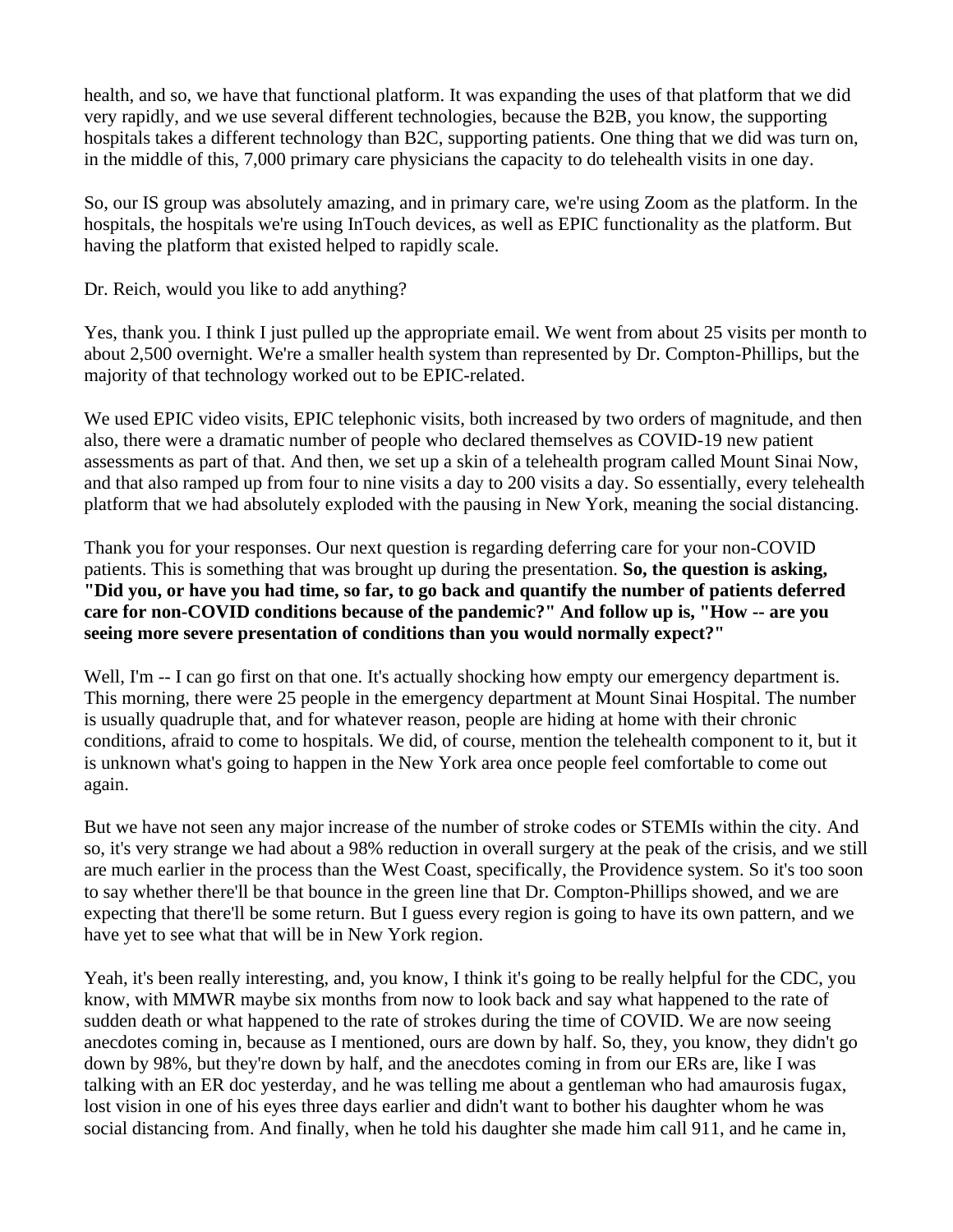health, and so, we have that functional platform. It was expanding the uses of that platform that we did very rapidly, and we use several different technologies, because the B2B, you know, the supporting hospitals takes a different technology than B2C, supporting patients. One thing that we did was turn on, in the middle of this, 7,000 primary care physicians the capacity to do telehealth visits in one day.

So, our IS group was absolutely amazing, and in primary care, we're using Zoom as the platform. In the hospitals, the hospitals we're using InTouch devices, as well as EPIC functionality as the platform. But having the platform that existed helped to rapidly scale.

Dr. Reich, would you like to add anything?

Yes, thank you. I think I just pulled up the appropriate email. We went from about 25 visits per month to about 2,500 overnight. We're a smaller health system than represented by Dr. Compton-Phillips, but the majority of that technology worked out to be EPIC-related.

We used EPIC video visits, EPIC telephonic visits, both increased by two orders of magnitude, and then also, there were a dramatic number of people who declared themselves as COVID-19 new patient assessments as part of that. And then, we set up a skin of a telehealth program called Mount Sinai Now, and that also ramped up from four to nine visits a day to 200 visits a day. So essentially, every telehealth platform that we had absolutely exploded with the pausing in New York, meaning the social distancing.

Thank you for your responses. Our next question is regarding deferring care for your non-COVID patients. This is something that was brought up during the presentation. **So, the question is asking, "Did you, or have you had time, so far, to go back and quantify the number of patients deferred care for non-COVID conditions because of the pandemic?" And follow up is, "How -- are you seeing more severe presentation of conditions than you would normally expect?"**

Well, I'm -- I can go first on that one. It's actually shocking how empty our emergency department is. This morning, there were 25 people in the emergency department at Mount Sinai Hospital. The number is usually quadruple that, and for whatever reason, people are hiding at home with their chronic conditions, afraid to come to hospitals. We did, of course, mention the telehealth component to it, but it is unknown what's going to happen in the New York area once people feel comfortable to come out again.

But we have not seen any major increase of the number of stroke codes or STEMIs within the city. And so, it's very strange we had about a 98% reduction in overall surgery at the peak of the crisis, and we still are much earlier in the process than the West Coast, specifically, the Providence system. So it's too soon to say whether there'll be that bounce in the green line that Dr. Compton-Phillips showed, and we are expecting that there'll be some return. But I guess every region is going to have its own pattern, and we have yet to see what that will be in New York region.

Yeah, it's been really interesting, and, you know, I think it's going to be really helpful for the CDC, you know, with MMWR maybe six months from now to look back and say what happened to the rate of sudden death or what happened to the rate of strokes during the time of COVID. We are now seeing anecdotes coming in, because as I mentioned, ours are down by half. So, they, you know, they didn't go down by 98%, but they're down by half, and the anecdotes coming in from our ERs are, like I was talking with an ER doc yesterday, and he was telling me about a gentleman who had amaurosis fugax, lost vision in one of his eyes three days earlier and didn't want to bother his daughter whom he was social distancing from. And finally, when he told his daughter she made him call 911, and he came in,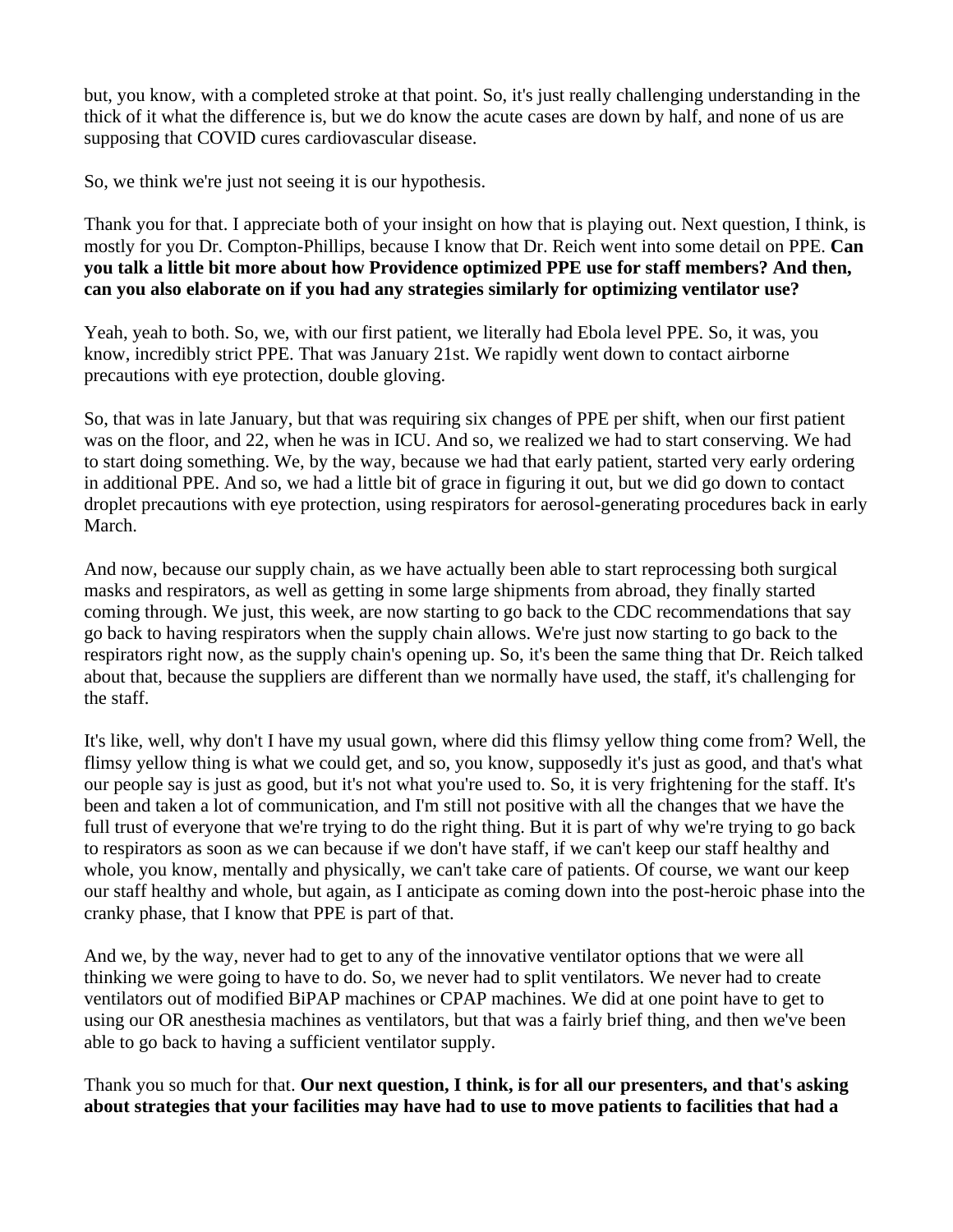but, you know, with a completed stroke at that point. So, it's just really challenging understanding in the thick of it what the difference is, but we do know the acute cases are down by half, and none of us are supposing that COVID cures cardiovascular disease.

So, we think we're just not seeing it is our hypothesis.

Thank you for that. I appreciate both of your insight on how that is playing out. Next question, I think, is mostly for you Dr. Compton-Phillips, because I know that Dr. Reich went into some detail on PPE. **Can you talk a little bit more about how Providence optimized PPE use for staff members? And then, can you also elaborate on if you had any strategies similarly for optimizing ventilator use?**

Yeah, yeah to both. So, we, with our first patient, we literally had Ebola level PPE. So, it was, you know, incredibly strict PPE. That was January 21st. We rapidly went down to contact airborne precautions with eye protection, double gloving.

So, that was in late January, but that was requiring six changes of PPE per shift, when our first patient was on the floor, and 22, when he was in ICU. And so, we realized we had to start conserving. We had to start doing something. We, by the way, because we had that early patient, started very early ordering in additional PPE. And so, we had a little bit of grace in figuring it out, but we did go down to contact droplet precautions with eye protection, using respirators for aerosol-generating procedures back in early March.

And now, because our supply chain, as we have actually been able to start reprocessing both surgical masks and respirators, as well as getting in some large shipments from abroad, they finally started coming through. We just, this week, are now starting to go back to the CDC recommendations that say go back to having respirators when the supply chain allows. We're just now starting to go back to the respirators right now, as the supply chain's opening up. So, it's been the same thing that Dr. Reich talked about that, because the suppliers are different than we normally have used, the staff, it's challenging for the staff.

It's like, well, why don't I have my usual gown, where did this flimsy yellow thing come from? Well, the flimsy yellow thing is what we could get, and so, you know, supposedly it's just as good, and that's what our people say is just as good, but it's not what you're used to. So, it is very frightening for the staff. It's been and taken a lot of communication, and I'm still not positive with all the changes that we have the full trust of everyone that we're trying to do the right thing. But it is part of why we're trying to go back to respirators as soon as we can because if we don't have staff, if we can't keep our staff healthy and whole, you know, mentally and physically, we can't take care of patients. Of course, we want our keep our staff healthy and whole, but again, as I anticipate as coming down into the post-heroic phase into the cranky phase, that I know that PPE is part of that.

And we, by the way, never had to get to any of the innovative ventilator options that we were all thinking we were going to have to do. So, we never had to split ventilators. We never had to create ventilators out of modified BiPAP machines or CPAP machines. We did at one point have to get to using our OR anesthesia machines as ventilators, but that was a fairly brief thing, and then we've been able to go back to having a sufficient ventilator supply.

Thank you so much for that. **Our next question, I think, is for all our presenters, and that's asking about strategies that your facilities may have had to use to move patients to facilities that had a**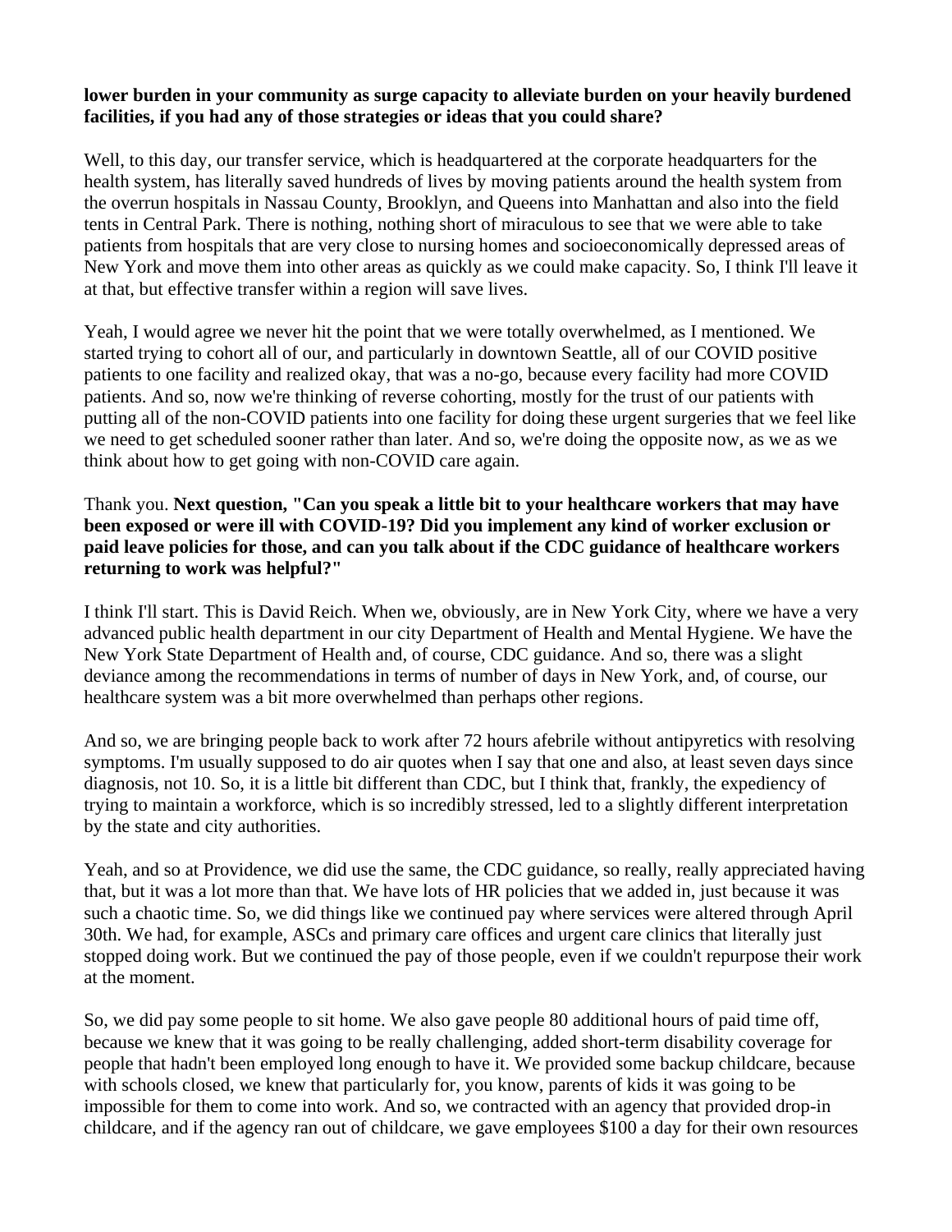**lower burden in your community as surge capacity to alleviate burden on your heavily burdened facilities, if you had any of those strategies or ideas that you could share?**

Well, to this day, our transfer service, which is headquartered at the corporate headquarters for the health system, has literally saved hundreds of lives by moving patients around the health system from the overrun hospitals in Nassau County, Brooklyn, and Queens into Manhattan and also into the field tents in Central Park. There is nothing, nothing short of miraculous to see that we were able to take patients from hospitals that are very close to nursing homes and socioeconomically depressed areas of New York and move them into other areas as quickly as we could make capacity. So, I think I'll leave it at that, but effective transfer within a region will save lives.

Yeah, I would agree we never hit the point that we were totally overwhelmed, as I mentioned. We started trying to cohort all of our, and particularly in downtown Seattle, all of our COVID positive patients to one facility and realized okay, that was a no-go, because every facility had more COVID patients. And so, now we're thinking of reverse cohorting, mostly for the trust of our patients with putting all of the non-COVID patients into one facility for doing these urgent surgeries that we feel like we need to get scheduled sooner rather than later. And so, we're doing the opposite now, as we as we think about how to get going with non-COVID care again.

Thank you. **Next question, "Can you speak a little bit to your healthcare workers that may have been exposed or were ill with COVID-19? Did you implement any kind of worker exclusion or paid leave policies for those, and can you talk about if the CDC guidance of healthcare workers returning to work was helpful?"**

I think I'll start. This is David Reich. When we, obviously, are in New York City, where we have a very advanced public health department in our city Department of Health and Mental Hygiene. We have the New York State Department of Health and, of course, CDC guidance. And so, there was a slight deviance among the recommendations in terms of number of days in New York, and, of course, our healthcare system was a bit more overwhelmed than perhaps other regions.

And so, we are bringing people back to work after 72 hours afebrile without antipyretics with resolving symptoms. I'm usually supposed to do air quotes when I say that one and also, at least seven days since diagnosis, not 10. So, it is a little bit different than CDC, but I think that, frankly, the expediency of trying to maintain a workforce, which is so incredibly stressed, led to a slightly different interpretation by the state and city authorities.

Yeah, and so at Providence, we did use the same, the CDC guidance, so really, really appreciated having that, but it was a lot more than that. We have lots of HR policies that we added in, just because it was such a chaotic time. So, we did things like we continued pay where services were altered through April 30th. We had, for example, ASCs and primary care offices and urgent care clinics that literally just stopped doing work. But we continued the pay of those people, even if we couldn't repurpose their work at the moment.

So, we did pay some people to sit home. We also gave people 80 additional hours of paid time off, because we knew that it was going to be really challenging, added short-term disability coverage for people that hadn't been employed long enough to have it. We provided some backup childcare, because with schools closed, we knew that particularly for, you know, parents of kids it was going to be impossible for them to come into work. And so, we contracted with an agency that provided drop-in childcare, and if the agency ran out of childcare, we gave employees $100 a day for their own resources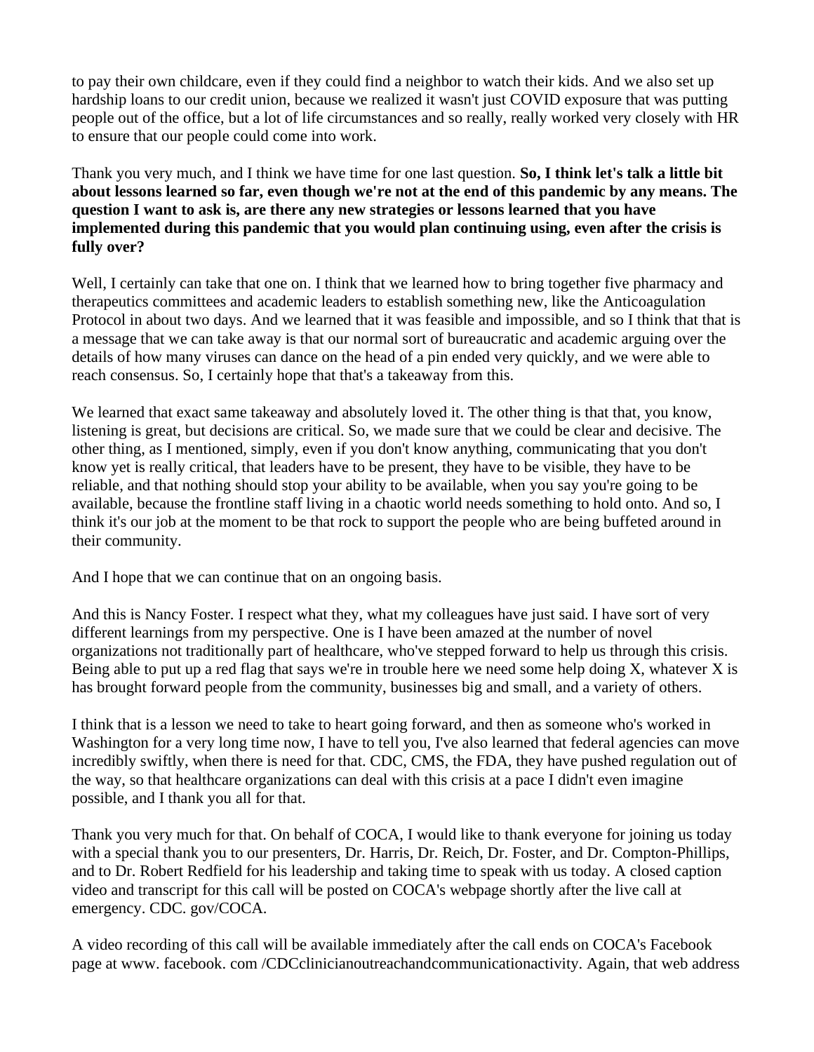to pay their own childcare, even if they could find a neighbor to watch their kids. And we also set up hardship loans to our credit union, because we realized it wasn't just COVID exposure that was putting people out of the office, but a lot of life circumstances and so really, really worked very closely with HR to ensure that our people could come into work.

Thank you very much, and I think we have time for one last question. **So, I think let's talk a little bit about lessons learned so far, even though we're not at the end of this pandemic by any means. The question I want to ask is, are there any new strategies or lessons learned that you have implemented during this pandemic that you would plan continuing using, even after the crisis is fully over?**

Well, I certainly can take that one on. I think that we learned how to bring together five pharmacy and therapeutics committees and academic leaders to establish something new, like the Anticoagulation Protocol in about two days. And we learned that it was feasible and impossible, and so I think that that is a message that we can take away is that our normal sort of bureaucratic and academic arguing over the details of how many viruses can dance on the head of a pin ended very quickly, and we were able to reach consensus. So, I certainly hope that that's a takeaway from this.

We learned that exact same takeaway and absolutely loved it. The other thing is that that, you know, listening is great, but decisions are critical. So, we made sure that we could be clear and decisive. The other thing, as I mentioned, simply, even if you don't know anything, communicating that you don't know yet is really critical, that leaders have to be present, they have to be visible, they have to be reliable, and that nothing should stop your ability to be available, when you say you're going to be available, because the frontline staff living in a chaotic world needs something to hold onto. And so, I think it's our job at the moment to be that rock to support the people who are being buffeted around in their community.

And I hope that we can continue that on an ongoing basis.

And this is Nancy Foster. I respect what they, what my colleagues have just said. I have sort of very different learnings from my perspective. One is I have been amazed at the number of novel organizations not traditionally part of healthcare, who've stepped forward to help us through this crisis. Being able to put up a red flag that says we're in trouble here we need some help doing X, whatever X is has brought forward people from the community, businesses big and small, and a variety of others.

I think that is a lesson we need to take to heart going forward, and then as someone who's worked in Washington for a very long time now, I have to tell you, I've also learned that federal agencies can move incredibly swiftly, when there is need for that. CDC, CMS, the FDA, they have pushed regulation out of the way, so that healthcare organizations can deal with this crisis at a pace I didn't even imagine possible, and I thank you all for that.

Thank you very much for that. On behalf of COCA, I would like to thank everyone for joining us today with a special thank you to our presenters, Dr. Harris, Dr. Reich, Dr. Foster, and Dr. Compton-Phillips, and to Dr. Robert Redfield for his leadership and taking time to speak with us today. A closed caption video and transcript for this call will be posted on COCA's webpage shortly after the live call at emergency. CDC. gov/COCA.

A video recording of this call will be available immediately after the call ends on COCA's Facebook page at www. facebook. com /CDCclinicianoutreachandcommunicationactivity. Again, that web address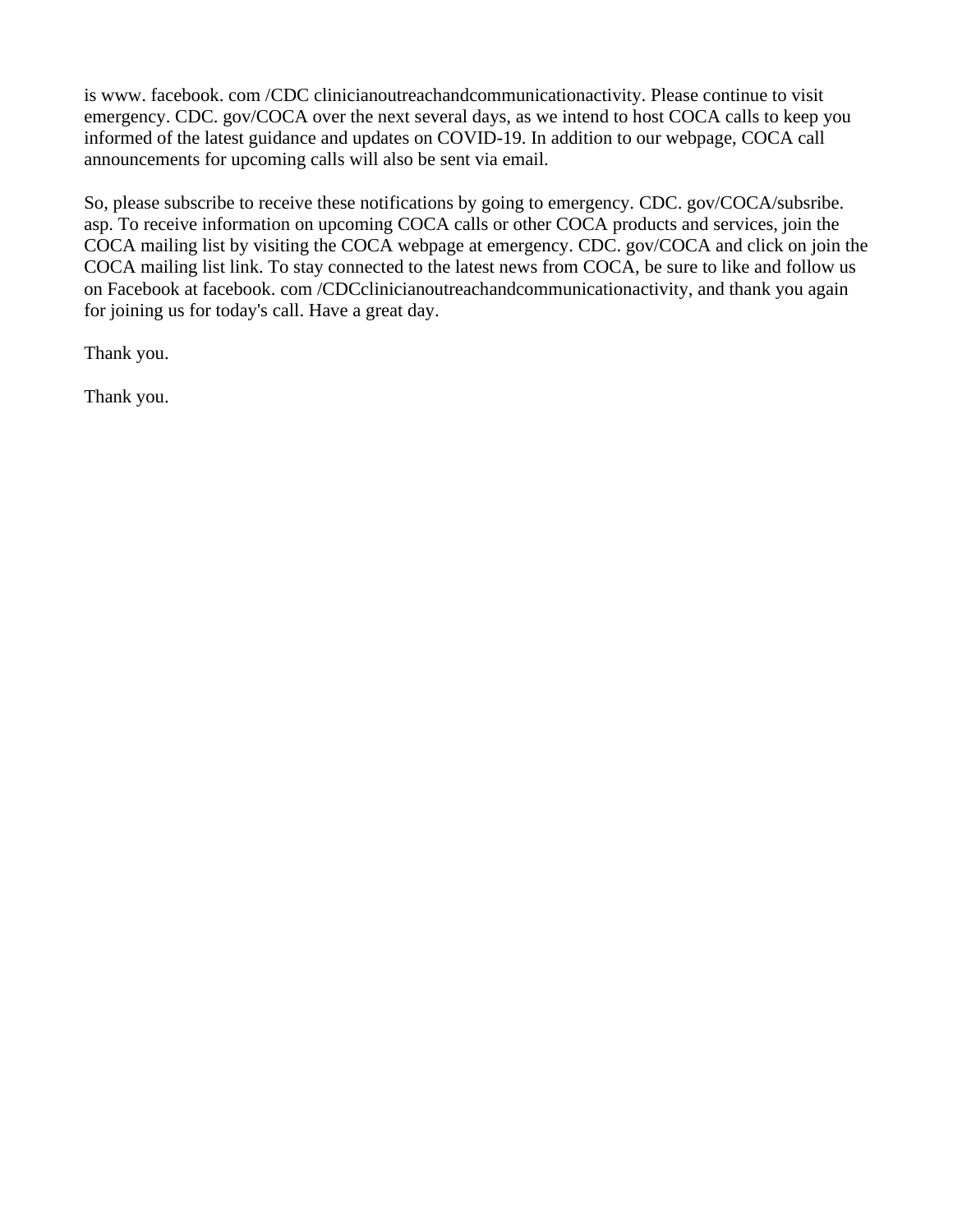is www. facebook. com /CDC clinicianoutreachandcommunicationactivity. Please continue to visit emergency. CDC. gov/COCA over the next several days, as we intend to host COCA calls to keep you informed of the latest guidance and updates on COVID-19. In addition to our webpage, COCA call announcements for upcoming calls will also be sent via email.

So, please subscribe to receive these notifications by going to emergency. CDC. gov/COCA/subsribe. asp. To receive information on upcoming COCA calls or other COCA products and services, join the COCA mailing list by visiting the COCA webpage at emergency. CDC. gov/COCA and click on join the COCA mailing list link. To stay connected to the latest news from COCA, be sure to like and follow us on Facebook at facebook. com /CDCclinicianoutreachandcommunicationactivity, and thank you again for joining us for today's call. Have a great day.

Thank you.

Thank you.